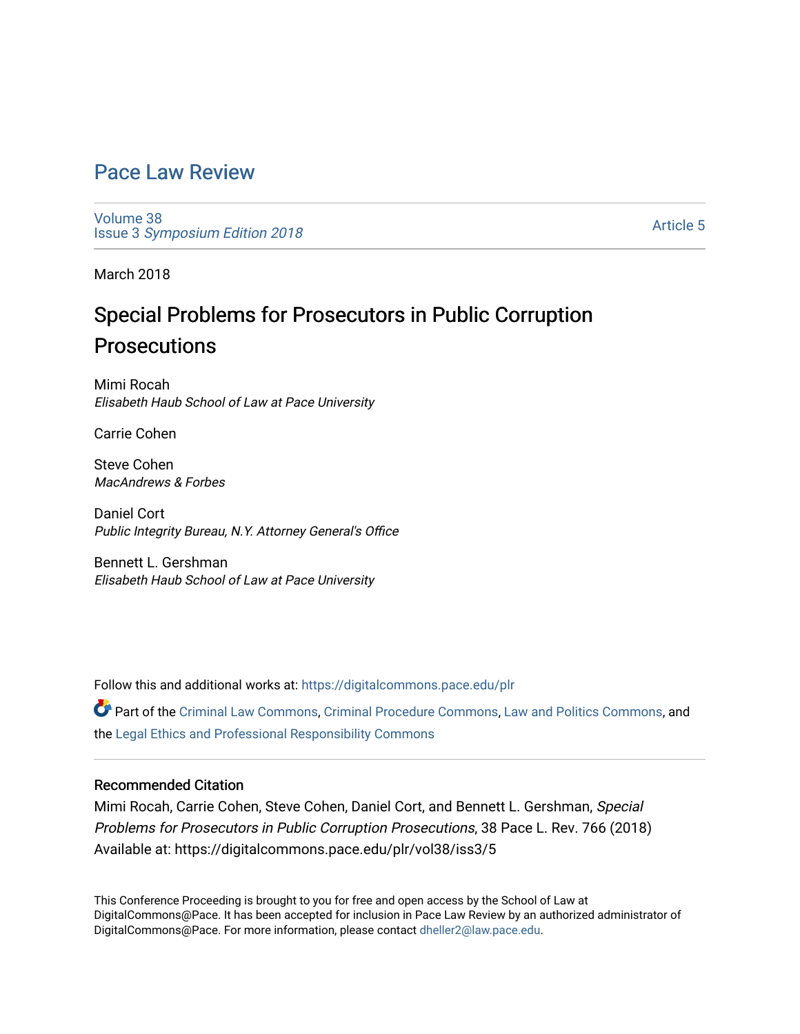# Pace Law Review

Volume 38
Issue 3 *Symposium Edition 2018*

Article 5

March 2018

# Special Problems for Prosecutors in Public Corruption Prosecutions

Mimi Rocah
*Elisabeth Haub School of Law at Pace University*

Carrie Cohen

Steve Cohen
*MacAndrews & Forbes*

Daniel Cort
*Public Integrity Bureau, N.Y. Attorney General's Office*

Bennett L. Gershman
*Elisabeth Haub School of Law at Pace University*

Follow this and additional works at: https://digitalcommons.pace.edu/plr

Part of the Criminal Law Commons, Criminal Procedure Commons, Law and Politics Commons, and the Legal Ethics and Professional Responsibility Commons

### Recommended Citation

Mimi Rocah, Carrie Cohen, Steve Cohen, Daniel Cort, and Bennett L. Gershman, *Special Problems for Prosecutors in Public Corruption Prosecutions*, 38 Pace L. Rev. 766 (2018)
Available at: https://digitalcommons.pace.edu/plr/vol38/iss3/5

This Conference Proceeding is brought to you for free and open access by the School of Law at DigitalCommons@Pace. It has been accepted for inclusion in Pace Law Review by an authorized administrator of DigitalCommons@Pace. For more information, please contact dheller2@law.pace.edu.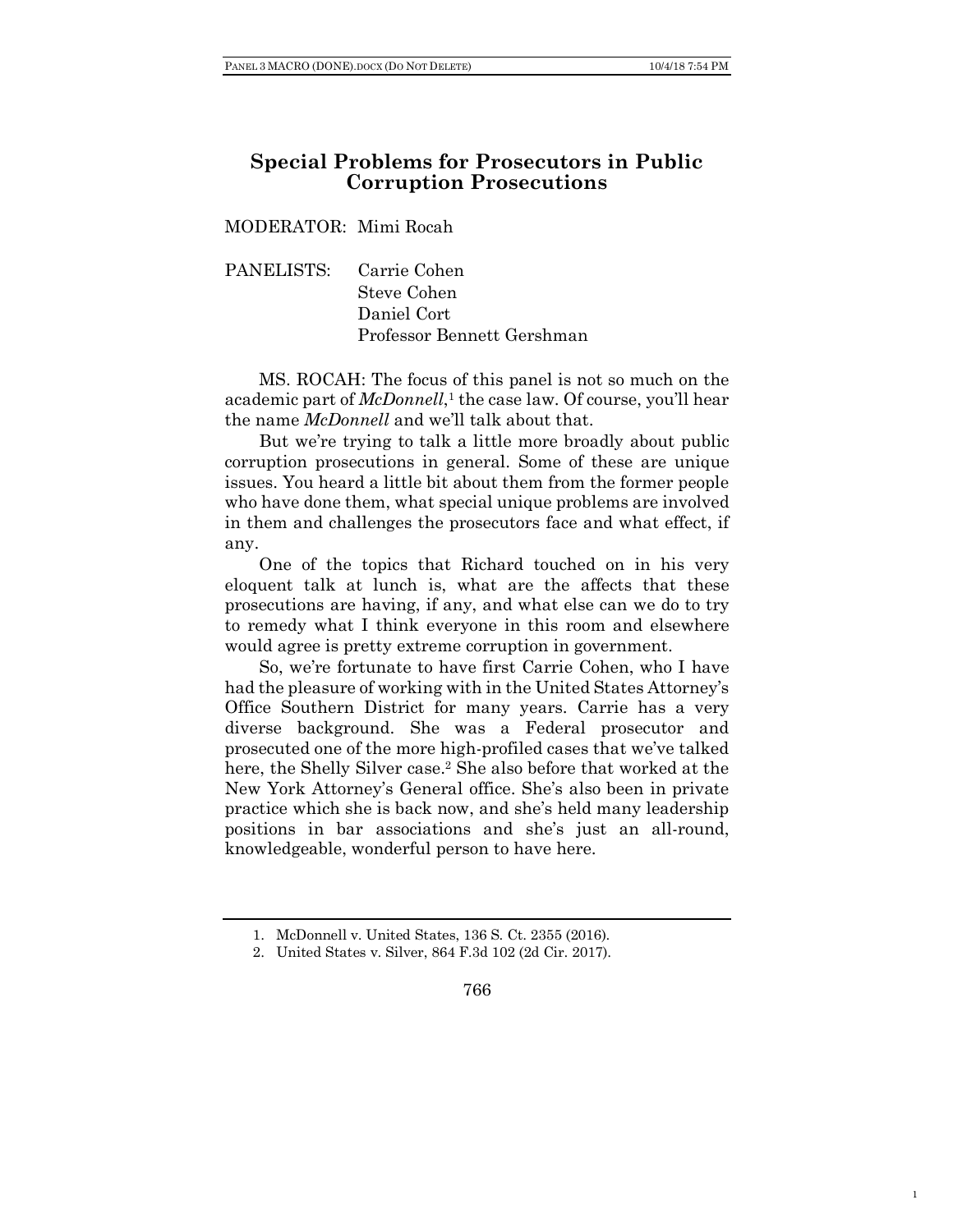# Special Problems for Prosecutors in Public Corruption Prosecutions

MODERATOR: Mimi Rocah

PANELISTS: Carrie Cohen
Steve Cohen
Daniel Cort
Professor Bennett Gershman

MS. ROCAH: The focus of this panel is not so much on the academic part of *McDonnell*,[1] the case law. Of course, you'll hear the name *McDonnell* and we'll talk about that.

But we're trying to talk a little more broadly about public corruption prosecutions in general. Some of these are unique issues. You heard a little bit about them from the former people who have done them, what special unique problems are involved in them and challenges the prosecutors face and what effect, if any.

One of the topics that Richard touched on in his very eloquent talk at lunch is, what are the affects that these prosecutions are having, if any, and what else can we do to try to remedy what I think everyone in this room and elsewhere would agree is pretty extreme corruption in government.

So, we're fortunate to have first Carrie Cohen, who I have had the pleasure of working with in the United States Attorney's Office Southern District for many years. Carrie has a very diverse background. She was a Federal prosecutor and prosecuted one of the more high-profiled cases that we've talked here, the Shelly Silver case.[2] She also before that worked at the New York Attorney's General office. She's also been in private practice which she is back now, and she's held many leadership positions in bar associations and she's just an all-round, knowledgeable, wonderful person to have here.

1. McDonnell v. United States, 136 S. Ct. 2355 (2016).
2. United States v. Silver, 864 F.3d 102 (2d Cir. 2017).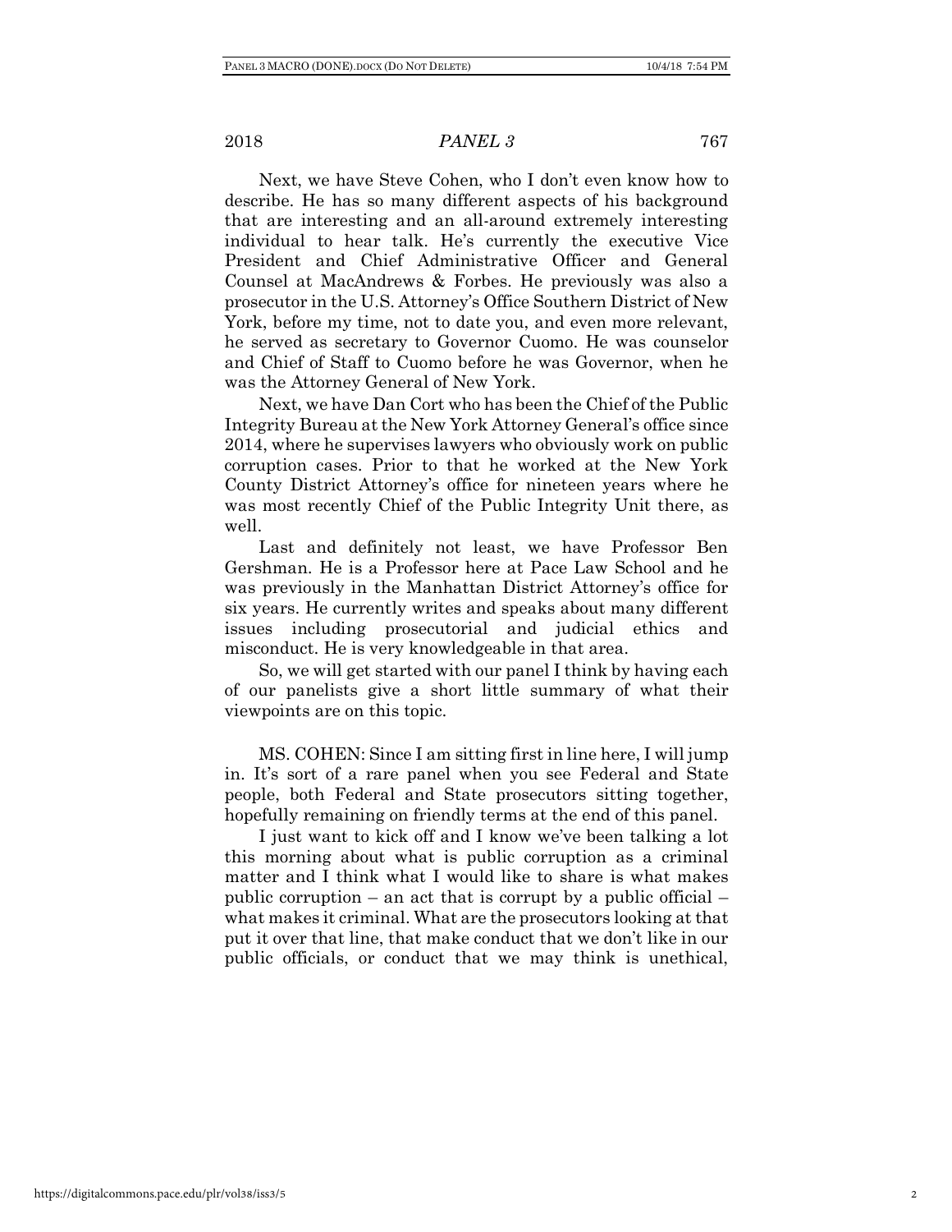Next, we have Steve Cohen, who I don't even know how to describe. He has so many different aspects of his background that are interesting and an all-around extremely interesting individual to hear talk. He's currently the executive Vice President and Chief Administrative Officer and General Counsel at MacAndrews & Forbes. He previously was also a prosecutor in the U.S. Attorney's Office Southern District of New York, before my time, not to date you, and even more relevant, he served as secretary to Governor Cuomo. He was counselor and Chief of Staff to Cuomo before he was Governor, when he was the Attorney General of New York.

Next, we have Dan Cort who has been the Chief of the Public Integrity Bureau at the New York Attorney General's office since 2014, where he supervises lawyers who obviously work on public corruption cases. Prior to that he worked at the New York County District Attorney's office for nineteen years where he was most recently Chief of the Public Integrity Unit there, as well.

Last and definitely not least, we have Professor Ben Gershman. He is a Professor here at Pace Law School and he was previously in the Manhattan District Attorney's office for six years. He currently writes and speaks about many different issues including prosecutorial and judicial ethics and misconduct. He is very knowledgeable in that area.

So, we will get started with our panel I think by having each of our panelists give a short little summary of what their viewpoints are on this topic.

MS. COHEN: Since I am sitting first in line here, I will jump in. It's sort of a rare panel when you see Federal and State people, both Federal and State prosecutors sitting together, hopefully remaining on friendly terms at the end of this panel.

I just want to kick off and I know we've been talking a lot this morning about what is public corruption as a criminal matter and I think what I would like to share is what makes public corruption – an act that is corrupt by a public official – what makes it criminal. What are the prosecutors looking at that put it over that line, that make conduct that we don't like in our public officials, or conduct that we may think is unethical,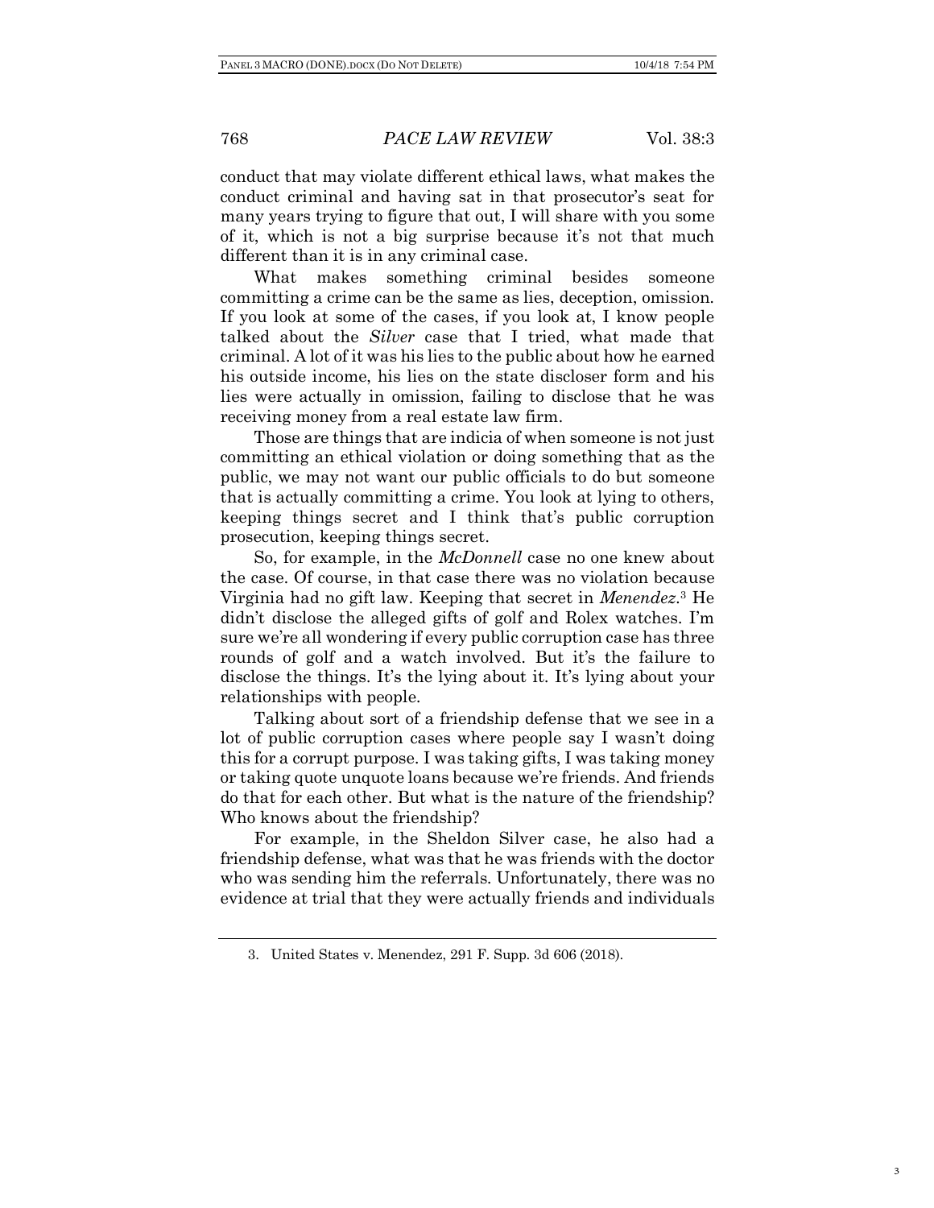conduct that may violate different ethical laws, what makes the conduct criminal and having sat in that prosecutor's seat for many years trying to figure that out, I will share with you some of it, which is not a big surprise because it's not that much different than it is in any criminal case.

What makes something criminal besides someone committing a crime can be the same as lies, deception, omission. If you look at some of the cases, if you look at, I know people talked about the *Silver* case that I tried, what made that criminal. A lot of it was his lies to the public about how he earned his outside income, his lies on the state discloser form and his lies were actually in omission, failing to disclose that he was receiving money from a real estate law firm.

Those are things that are indicia of when someone is not just committing an ethical violation or doing something that as the public, we may not want our public officials to do but someone that is actually committing a crime. You look at lying to others, keeping things secret and I think that's public corruption prosecution, keeping things secret.

So, for example, in the *McDonnell* case no one knew about the case. Of course, in that case there was no violation because Virginia had no gift law. Keeping that secret in *Menendez*.[3] He didn't disclose the alleged gifts of golf and Rolex watches. I'm sure we're all wondering if every public corruption case has three rounds of golf and a watch involved. But it's the failure to disclose the things. It's the lying about it. It's lying about your relationships with people.

Talking about sort of a friendship defense that we see in a lot of public corruption cases where people say I wasn't doing this for a corrupt purpose. I was taking gifts, I was taking money or taking quote unquote loans because we're friends. And friends do that for each other. But what is the nature of the friendship? Who knows about the friendship?

For example, in the Sheldon Silver case, he also had a friendship defense, what was that he was friends with the doctor who was sending him the referrals. Unfortunately, there was no evidence at trial that they were actually friends and individuals

3. United States v. Menendez, 291 F. Supp. 3d 606 (2018).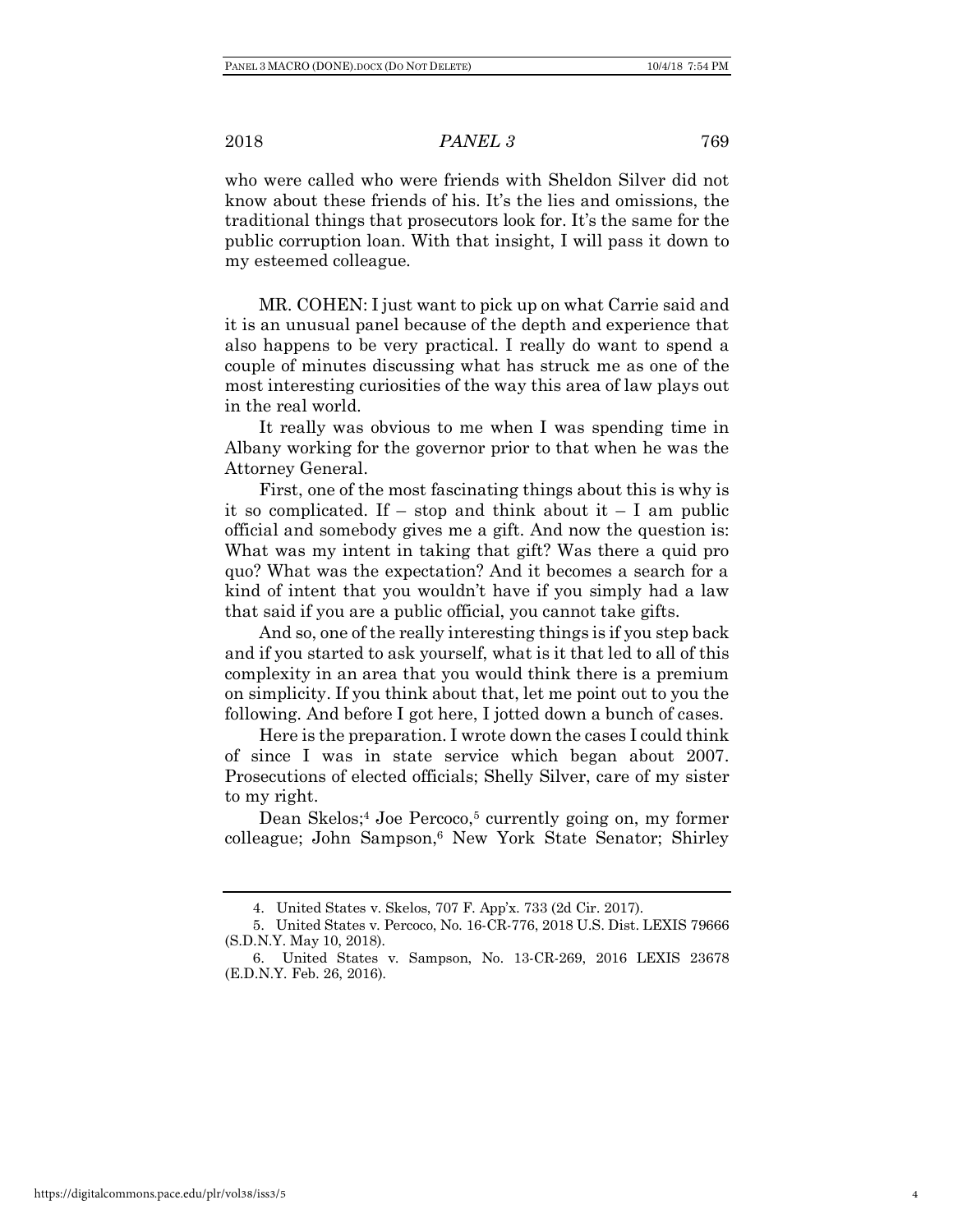who were called who were friends with Sheldon Silver did not know about these friends of his. It's the lies and omissions, the traditional things that prosecutors look for. It's the same for the public corruption loan. With that insight, I will pass it down to my esteemed colleague.

MR. COHEN: I just want to pick up on what Carrie said and it is an unusual panel because of the depth and experience that also happens to be very practical. I really do want to spend a couple of minutes discussing what has struck me as one of the most interesting curiosities of the way this area of law plays out in the real world.

It really was obvious to me when I was spending time in Albany working for the governor prior to that when he was the Attorney General.

First, one of the most fascinating things about this is why is it so complicated. If – stop and think about it – I am public official and somebody gives me a gift. And now the question is: What was my intent in taking that gift? Was there a quid pro quo? What was the expectation? And it becomes a search for a kind of intent that you wouldn't have if you simply had a law that said if you are a public official, you cannot take gifts.

And so, one of the really interesting things is if you step back and if you started to ask yourself, what is it that led to all of this complexity in an area that you would think there is a premium on simplicity. If you think about that, let me point out to you the following. And before I got here, I jotted down a bunch of cases.

Here is the preparation. I wrote down the cases I could think of since I was in state service which began about 2007. Prosecutions of elected officials; Shelly Silver, care of my sister to my right.

Dean Skelos;[4] Joe Percoco,[5] currently going on, my former colleague; John Sampson,[6] New York State Senator; Shirley

---

4. United States v. Skelos, 707 F. App'x. 733 (2d Cir. 2017).

5. United States v. Percoco, No. 16-CR-776, 2018 U.S. Dist. LEXIS 79666 (S.D.N.Y. May 10, 2018).

6. United States v. Sampson, No. 13-CR-269, 2016 LEXIS 23678 (E.D.N.Y. Feb. 26, 2016).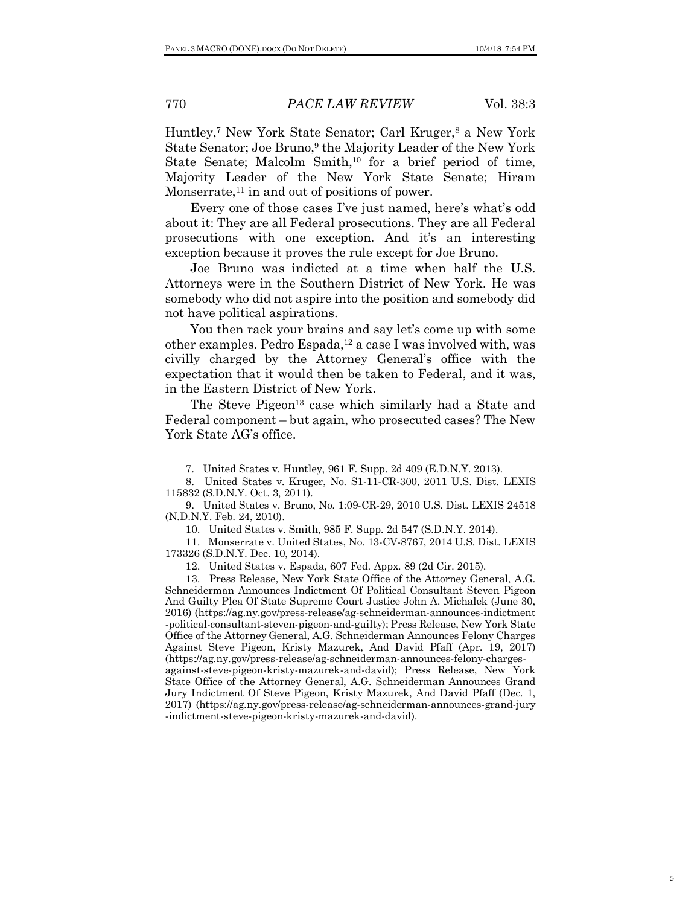Huntley,[7] New York State Senator; Carl Kruger,[8] a New York State Senator; Joe Bruno,[9] the Majority Leader of the New York State Senate; Malcolm Smith,[10] for a brief period of time, Majority Leader of the New York State Senate; Hiram Monserrate,[11] in and out of positions of power.

Every one of those cases I've just named, here's what's odd about it: They are all Federal prosecutions. They are all Federal prosecutions with one exception. And it's an interesting exception because it proves the rule except for Joe Bruno.

Joe Bruno was indicted at a time when half the U.S. Attorneys were in the Southern District of New York. He was somebody who did not aspire into the position and somebody did not have political aspirations.

You then rack your brains and say let's come up with some other examples. Pedro Espada,[12] a case I was involved with, was civilly charged by the Attorney General's office with the expectation that it would then be taken to Federal, and it was, in the Eastern District of New York.

The Steve Pigeon[13] case which similarly had a State and Federal component – but again, who prosecuted cases? The New York State AG's office.

---

7. United States v. Huntley, 961 F. Supp. 2d 409 (E.D.N.Y. 2013).

8. United States v. Kruger, No. S1-11-CR-300, 2011 U.S. Dist. LEXIS 115832 (S.D.N.Y. Oct. 3, 2011).

9. United States v. Bruno, No. 1:09-CR-29, 2010 U.S. Dist. LEXIS 24518 (N.D.N.Y. Feb. 24, 2010).

10. United States v. Smith, 985 F. Supp. 2d 547 (S.D.N.Y. 2014).

11. Monserrate v. United States, No. 13-CV-8767, 2014 U.S. Dist. LEXIS 173326 (S.D.N.Y. Dec. 10, 2014).

12. United States v. Espada, 607 Fed. Appx. 89 (2d Cir. 2015).

13. Press Release, New York State Office of the Attorney General, A.G. Schneiderman Announces Indictment Of Political Consultant Steven Pigeon And Guilty Plea Of State Supreme Court Justice John A. Michalek (June 30, 2016) (https://ag.ny.gov/press-release/ag-schneiderman-announces-indictment-political-consultant-steven-pigeon-and-guilty); Press Release, New York State Office of the Attorney General, A.G. Schneiderman Announces Felony Charges Against Steve Pigeon, Kristy Mazurek, And David Pfaff (Apr. 19, 2017) (https://ag.ny.gov/press-release/ag-schneiderman-announces-felony-charges-against-steve-pigeon-kristy-mazurek-and-david); Press Release, New York State Office of the Attorney General, A.G. Schneiderman Announces Grand Jury Indictment Of Steve Pigeon, Kristy Mazurek, And David Pfaff (Dec. 1, 2017) (https://ag.ny.gov/press-release/ag-schneiderman-announces-grand-jury-indictment-steve-pigeon-kristy-mazurek-and-david).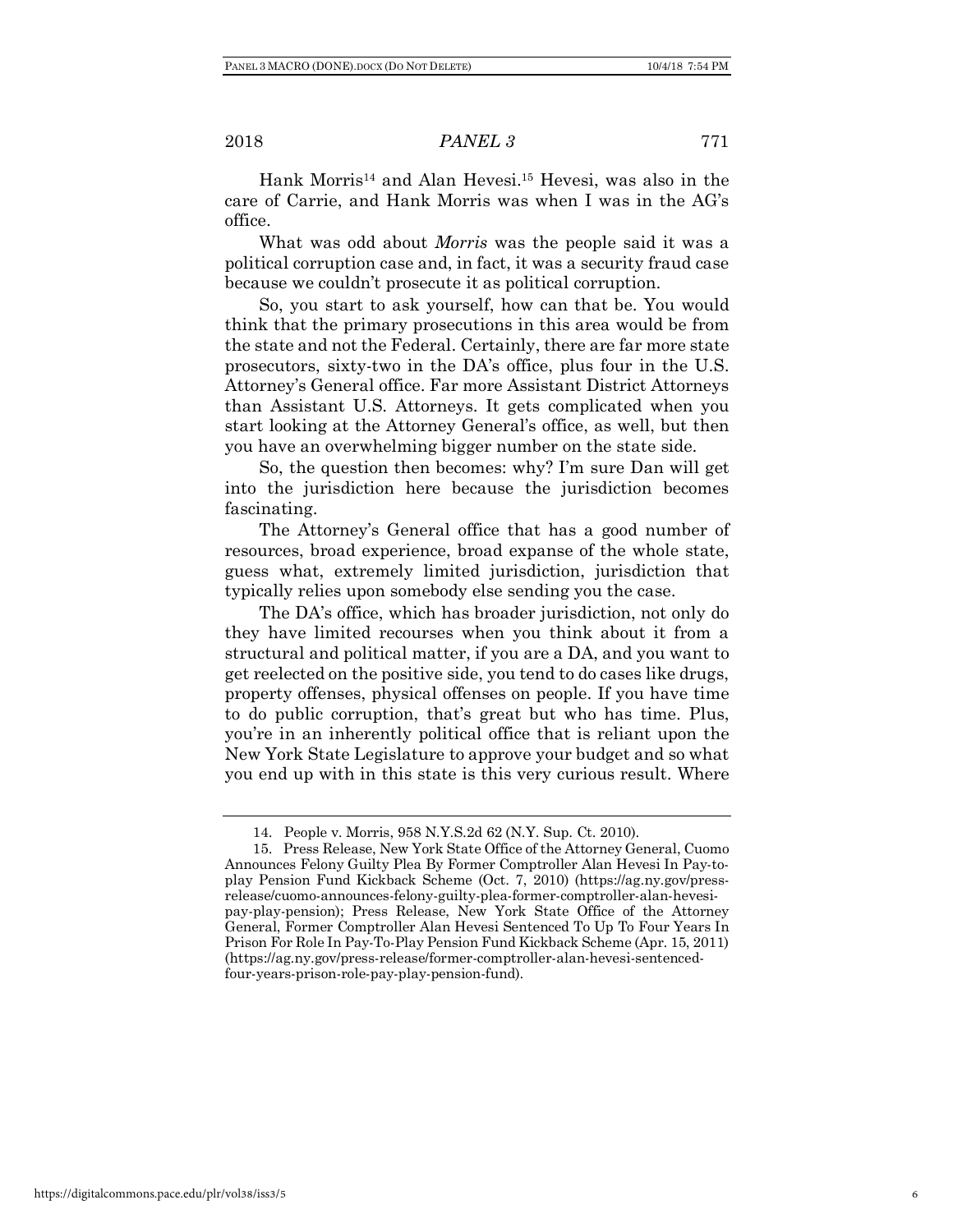Hank Morris[14] and Alan Hevesi.[15] Hevesi, was also in the care of Carrie, and Hank Morris was when I was in the AG's office.

What was odd about *Morris* was the people said it was a political corruption case and, in fact, it was a security fraud case because we couldn't prosecute it as political corruption.

So, you start to ask yourself, how can that be. You would think that the primary prosecutions in this area would be from the state and not the Federal. Certainly, there are far more state prosecutors, sixty-two in the DA's office, plus four in the U.S. Attorney's General office. Far more Assistant District Attorneys than Assistant U.S. Attorneys. It gets complicated when you start looking at the Attorney General's office, as well, but then you have an overwhelming bigger number on the state side.

So, the question then becomes: why? I'm sure Dan will get into the jurisdiction here because the jurisdiction becomes fascinating.

The Attorney's General office that has a good number of resources, broad experience, broad expanse of the whole state, guess what, extremely limited jurisdiction, jurisdiction that typically relies upon somebody else sending you the case.

The DA's office, which has broader jurisdiction, not only do they have limited recourses when you think about it from a structural and political matter, if you are a DA, and you want to get reelected on the positive side, you tend to do cases like drugs, property offenses, physical offenses on people. If you have time to do public corruption, that's great but who has time. Plus, you're in an inherently political office that is reliant upon the New York State Legislature to approve your budget and so what you end up with in this state is this very curious result. Where

---

14. People v. Morris, 958 N.Y.S.2d 62 (N.Y. Sup. Ct. 2010).

15. Press Release, New York State Office of the Attorney General, Cuomo Announces Felony Guilty Plea By Former Comptroller Alan Hevesi In Pay-to-play Pension Fund Kickback Scheme (Oct. 7, 2010) (https://ag.ny.gov/press-release/cuomo-announces-felony-guilty-plea-former-comptroller-alan-hevesi-pay-play-pension); Press Release, New York State Office of the Attorney General, Former Comptroller Alan Hevesi Sentenced To Up To Four Years In Prison For Role In Pay-To-Play Pension Fund Kickback Scheme (Apr. 15, 2011) (https://ag.ny.gov/press-release/former-comptroller-alan-hevesi-sentenced-four-years-prison-role-pay-play-pension-fund).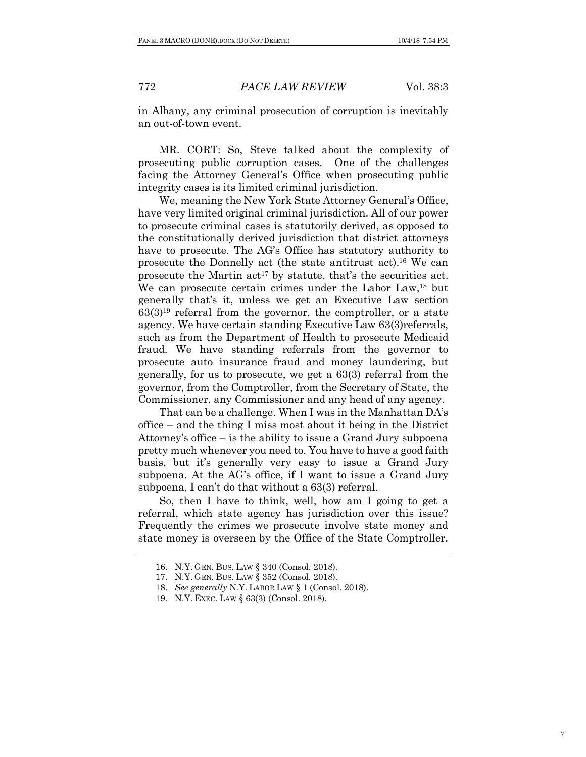in Albany, any criminal prosecution of corruption is inevitably an out-of-town event.

MR. CORT: So, Steve talked about the complexity of prosecuting public corruption cases. One of the challenges facing the Attorney General's Office when prosecuting public integrity cases is its limited criminal jurisdiction.

We, meaning the New York State Attorney General's Office, have very limited original criminal jurisdiction. All of our power to prosecute criminal cases is statutorily derived, as opposed to the constitutionally derived jurisdiction that district attorneys have to prosecute. The AG's Office has statutory authority to prosecute the Donnelly act (the state antitrust act).[16] We can prosecute the Martin act[17] by statute, that's the securities act. We can prosecute certain crimes under the Labor Law,[18] but generally that's it, unless we get an Executive Law section 63(3)[19] referral from the governor, the comptroller, or a state agency. We have certain standing Executive Law 63(3)referrals, such as from the Department of Health to prosecute Medicaid fraud. We have standing referrals from the governor to prosecute auto insurance fraud and money laundering, but generally, for us to prosecute, we get a 63(3) referral from the governor, from the Comptroller, from the Secretary of State, the Commissioner, any Commissioner and any head of any agency.

That can be a challenge. When I was in the Manhattan DA's office – and the thing I miss most about it being in the District Attorney's office – is the ability to issue a Grand Jury subpoena pretty much whenever you need to. You have to have a good faith basis, but it's generally very easy to issue a Grand Jury subpoena. At the AG's office, if I want to issue a Grand Jury subpoena, I can't do that without a 63(3) referral.

So, then I have to think, well, how am I going to get a referral, which state agency has jurisdiction over this issue? Frequently the crimes we prosecute involve state money and state money is overseen by the Office of the State Comptroller.

---

16. N.Y. GEN. BUS. LAW § 340 (Consol. 2018).
17. N.Y. GEN. BUS. LAW § 352 (Consol. 2018).
18. *See generally* N.Y. LABOR LAW § 1 (Consol. 2018).
19. N.Y. EXEC. LAW § 63(3) (Consol. 2018).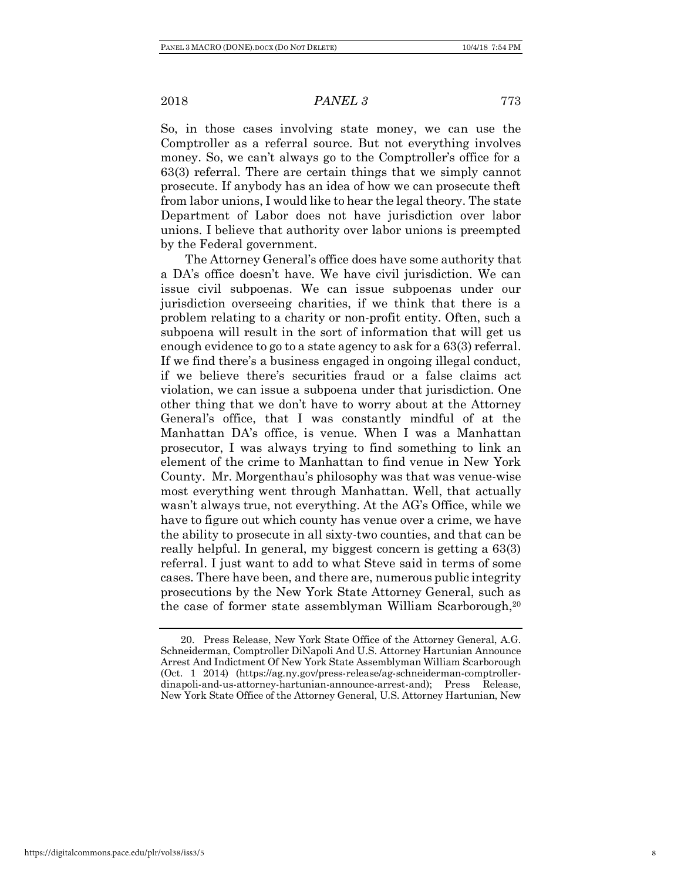So, in those cases involving state money, we can use the Comptroller as a referral source. But not everything involves money. So, we can't always go to the Comptroller's office for a 63(3) referral. There are certain things that we simply cannot prosecute. If anybody has an idea of how we can prosecute theft from labor unions, I would like to hear the legal theory. The state Department of Labor does not have jurisdiction over labor unions. I believe that authority over labor unions is preempted by the Federal government.

The Attorney General's office does have some authority that a DA's office doesn't have. We have civil jurisdiction. We can issue civil subpoenas. We can issue subpoenas under our jurisdiction overseeing charities, if we think that there is a problem relating to a charity or non-profit entity. Often, such a subpoena will result in the sort of information that will get us enough evidence to go to a state agency to ask for a 63(3) referral. If we find there's a business engaged in ongoing illegal conduct, if we believe there's securities fraud or a false claims act violation, we can issue a subpoena under that jurisdiction. One other thing that we don't have to worry about at the Attorney General's office, that I was constantly mindful of at the Manhattan DA's office, is venue. When I was a Manhattan prosecutor, I was always trying to find something to link an element of the crime to Manhattan to find venue in New York County. Mr. Morgenthau's philosophy was that was venue-wise most everything went through Manhattan. Well, that actually wasn't always true, not everything. At the AG's Office, while we have to figure out which county has venue over a crime, we have the ability to prosecute in all sixty-two counties, and that can be really helpful. In general, my biggest concern is getting a 63(3) referral. I just want to add to what Steve said in terms of some cases. There have been, and there are, numerous public integrity prosecutions by the New York State Attorney General, such as the case of former state assemblyman William Scarborough,[20]

20. Press Release, New York State Office of the Attorney General, A.G. Schneiderman, Comptroller DiNapoli And U.S. Attorney Hartunian Announce Arrest And Indictment Of New York State Assemblyman William Scarborough (Oct. 1 2014) (https://ag.ny.gov/press-release/ag-schneiderman-comptroller-dinapoli-and-us-attorney-hartunian-announce-arrest-and); Press Release, New York State Office of the Attorney General, U.S. Attorney Hartunian, New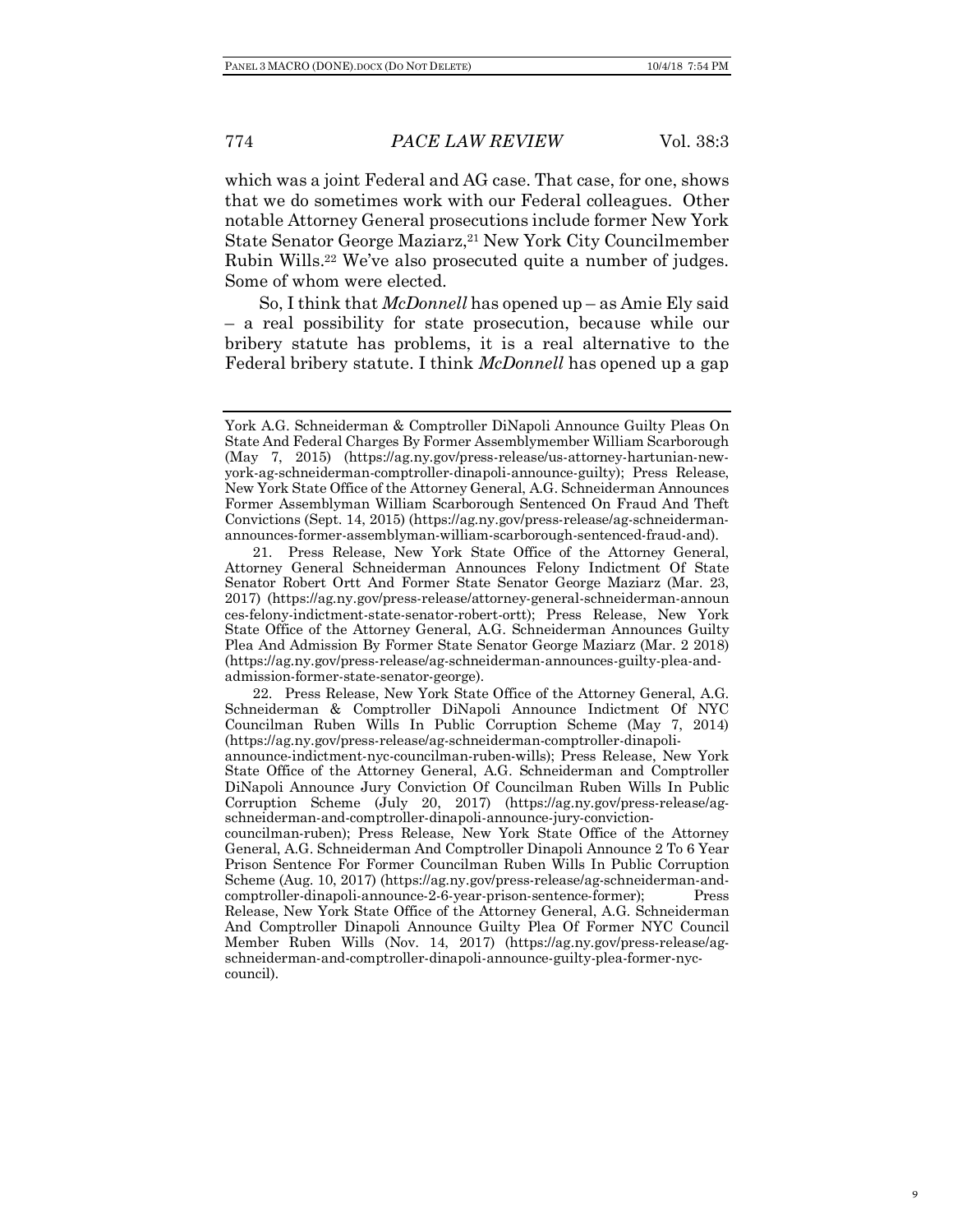which was a joint Federal and AG case. That case, for one, shows that we do sometimes work with our Federal colleagues. Other notable Attorney General prosecutions include former New York State Senator George Maziarz,[21] New York City Councilmember Rubin Wills.[22] We've also prosecuted quite a number of judges. Some of whom were elected.

So, I think that *McDonnell* has opened up – as Amie Ely said – a real possibility for state prosecution, because while our bribery statute has problems, it is a real alternative to the Federal bribery statute. I think *McDonnell* has opened up a gap

---

York A.G. Schneiderman & Comptroller DiNapoli Announce Guilty Pleas On State And Federal Charges By Former Assemblymember William Scarborough (May 7, 2015) (https://ag.ny.gov/press-release/us-attorney-hartunian-new-york-ag-schneiderman-comptroller-dinapoli-announce-guilty); Press Release, New York State Office of the Attorney General, A.G. Schneiderman Announces Former Assemblyman William Scarborough Sentenced On Fraud And Theft Convictions (Sept. 14, 2015) (https://ag.ny.gov/press-release/ag-schneiderman-announces-former-assemblyman-william-scarborough-sentenced-fraud-and).

21. Press Release, New York State Office of the Attorney General, Attorney General Schneiderman Announces Felony Indictment Of State Senator Robert Ortt And Former State Senator George Maziarz (Mar. 23, 2017) (https://ag.ny.gov/press-release/attorney-general-schneiderman-announces-felony-indictment-state-senator-robert-ortt); Press Release, New York State Office of the Attorney General, A.G. Schneiderman Announces Guilty Plea And Admission By Former State Senator George Maziarz (Mar. 2 2018) (https://ag.ny.gov/press-release/ag-schneiderman-announces-guilty-plea-and-admission-former-state-senator-george).

22. Press Release, New York State Office of the Attorney General, A.G. Schneiderman & Comptroller DiNapoli Announce Indictment Of NYC Councilman Ruben Wills In Public Corruption Scheme (May 7, 2014) (https://ag.ny.gov/press-release/ag-schneiderman-comptroller-dinapoli-announce-indictment-nyc-councilman-ruben-wills); Press Release, New York State Office of the Attorney General, A.G. Schneiderman and Comptroller DiNapoli Announce Jury Conviction Of Councilman Ruben Wills In Public Corruption Scheme (July 20, 2017) (https://ag.ny.gov/press-release/ag-schneiderman-and-comptroller-dinapoli-announce-jury-conviction-councilman-ruben); Press Release, New York State Office of the Attorney General, A.G. Schneiderman And Comptroller Dinapoli Announce 2 To 6 Year Prison Sentence For Former Councilman Ruben Wills In Public Corruption Scheme (Aug. 10, 2017) (https://ag.ny.gov/press-release/ag-schneiderman-and-comptroller-dinapoli-announce-2-6-year-prison-sentence-former); Press Release, New York State Office of the Attorney General, A.G. Schneiderman And Comptroller Dinapoli Announce Guilty Plea Of Former NYC Council Member Ruben Wills (Nov. 14, 2017) (https://ag.ny.gov/press-release/ag-schneiderman-and-comptroller-dinapoli-announce-guilty-plea-former-nyc-council).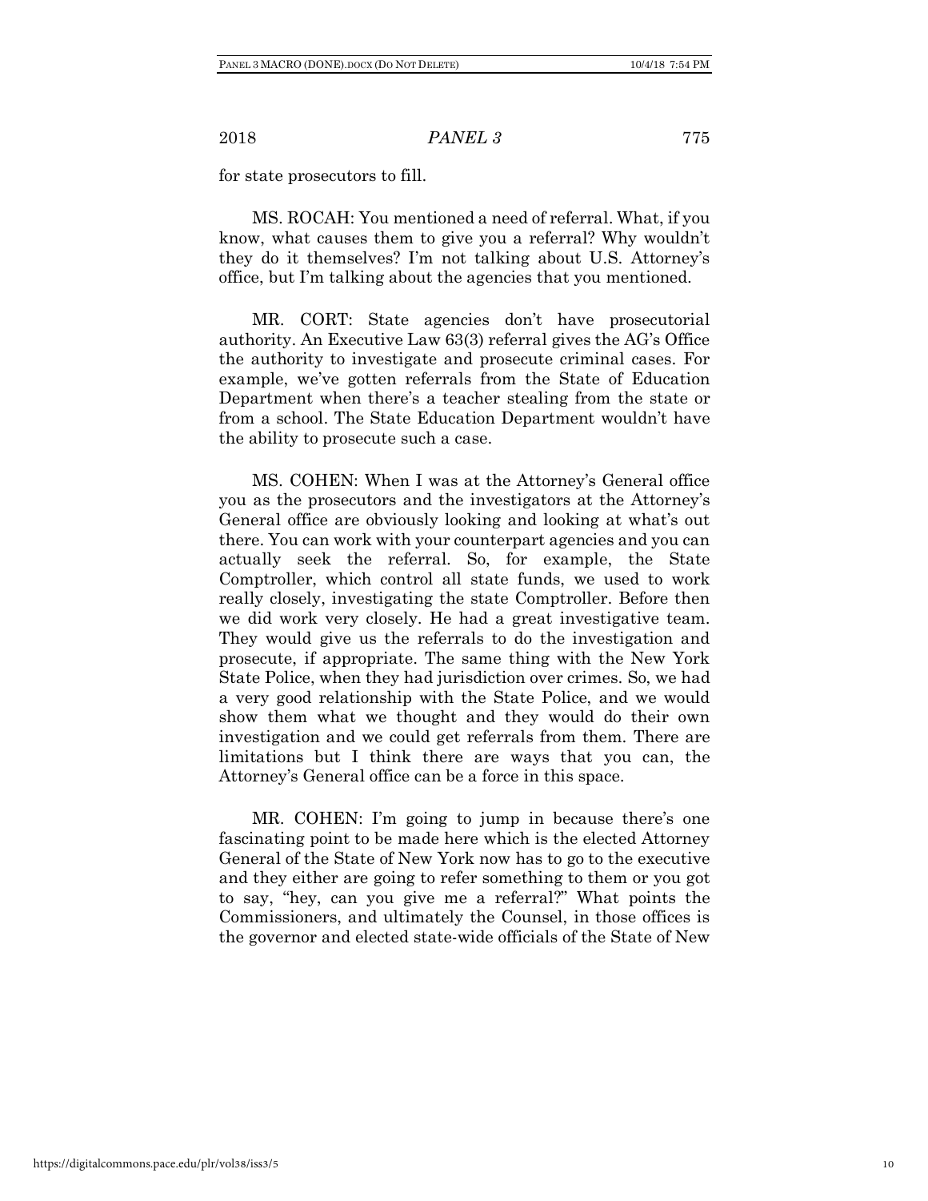for state prosecutors to fill.

MS. ROCAH: You mentioned a need of referral. What, if you know, what causes them to give you a referral? Why wouldn't they do it themselves? I'm not talking about U.S. Attorney's office, but I'm talking about the agencies that you mentioned.

MR. CORT: State agencies don't have prosecutorial authority. An Executive Law 63(3) referral gives the AG's Office the authority to investigate and prosecute criminal cases. For example, we've gotten referrals from the State of Education Department when there's a teacher stealing from the state or from a school. The State Education Department wouldn't have the ability to prosecute such a case.

MS. COHEN: When I was at the Attorney's General office you as the prosecutors and the investigators at the Attorney's General office are obviously looking and looking at what's out there. You can work with your counterpart agencies and you can actually seek the referral. So, for example, the State Comptroller, which control all state funds, we used to work really closely, investigating the state Comptroller. Before then we did work very closely. He had a great investigative team. They would give us the referrals to do the investigation and prosecute, if appropriate. The same thing with the New York State Police, when they had jurisdiction over crimes. So, we had a very good relationship with the State Police, and we would show them what we thought and they would do their own investigation and we could get referrals from them. There are limitations but I think there are ways that you can, the Attorney's General office can be a force in this space.

MR. COHEN: I'm going to jump in because there's one fascinating point to be made here which is the elected Attorney General of the State of New York now has to go to the executive and they either are going to refer something to them or you got to say, "hey, can you give me a referral?" What points the Commissioners, and ultimately the Counsel, in those offices is the governor and elected state-wide officials of the State of New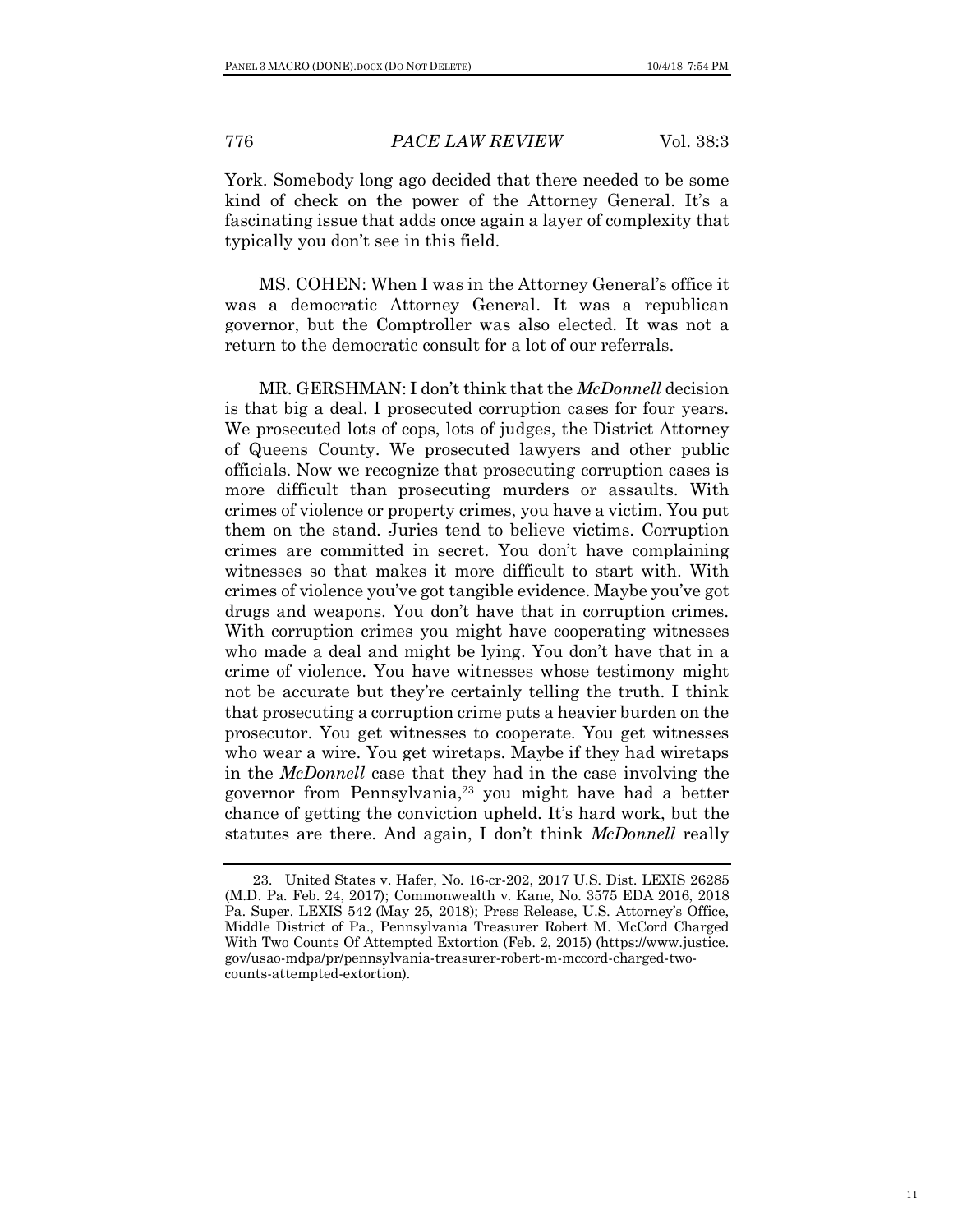York. Somebody long ago decided that there needed to be some kind of check on the power of the Attorney General. It's a fascinating issue that adds once again a layer of complexity that typically you don't see in this field.

MS. COHEN: When I was in the Attorney General's office it was a democratic Attorney General. It was a republican governor, but the Comptroller was also elected. It was not a return to the democratic consult for a lot of our referrals.

MR. GERSHMAN: I don't think that the *McDonnell* decision is that big a deal. I prosecuted corruption cases for four years. We prosecuted lots of cops, lots of judges, the District Attorney of Queens County. We prosecuted lawyers and other public officials. Now we recognize that prosecuting corruption cases is more difficult than prosecuting murders or assaults. With crimes of violence or property crimes, you have a victim. You put them on the stand. Juries tend to believe victims. Corruption crimes are committed in secret. You don't have complaining witnesses so that makes it more difficult to start with. With crimes of violence you've got tangible evidence. Maybe you've got drugs and weapons. You don't have that in corruption crimes. With corruption crimes you might have cooperating witnesses who made a deal and might be lying. You don't have that in a crime of violence. You have witnesses whose testimony might not be accurate but they're certainly telling the truth. I think that prosecuting a corruption crime puts a heavier burden on the prosecutor. You get witnesses to cooperate. You get witnesses who wear a wire. You get wiretaps. Maybe if they had wiretaps in the *McDonnell* case that they had in the case involving the governor from Pennsylvania,[23] you might have had a better chance of getting the conviction upheld. It's hard work, but the statutes are there. And again, I don't think *McDonnell* really

---

23. United States v. Hafer, No. 16-cr-202, 2017 U.S. Dist. LEXIS 26285 (M.D. Pa. Feb. 24, 2017); Commonwealth v. Kane, No. 3575 EDA 2016, 2018 Pa. Super. LEXIS 542 (May 25, 2018); Press Release, U.S. Attorney's Office, Middle District of Pa., Pennsylvania Treasurer Robert M. McCord Charged With Two Counts Of Attempted Extortion (Feb. 2, 2015) (https://www.justice.gov/usao-mdpa/pr/pennsylvania-treasurer-robert-m-mccord-charged-two-counts-attempted-extortion).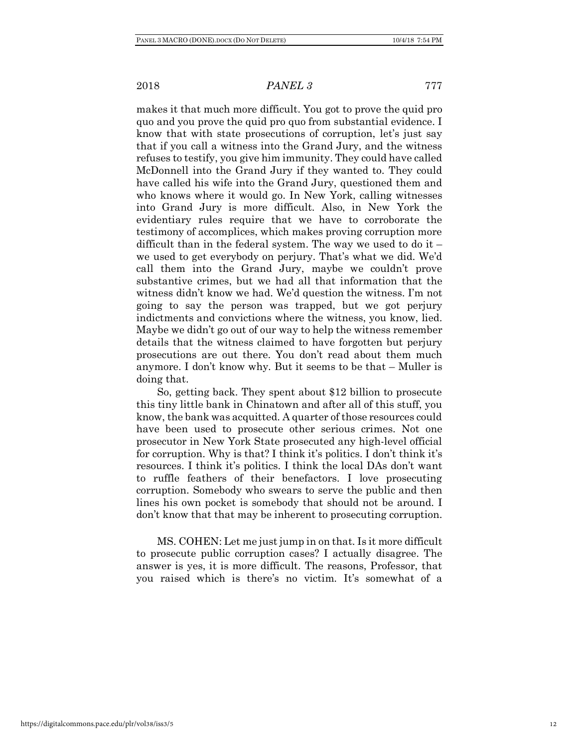makes it that much more difficult. You got to prove the quid pro quo and you prove the quid pro quo from substantial evidence. I know that with state prosecutions of corruption, let's just say that if you call a witness into the Grand Jury, and the witness refuses to testify, you give him immunity. They could have called McDonnell into the Grand Jury if they wanted to. They could have called his wife into the Grand Jury, questioned them and who knows where it would go. In New York, calling witnesses into Grand Jury is more difficult. Also, in New York the evidentiary rules require that we have to corroborate the testimony of accomplices, which makes proving corruption more difficult than in the federal system. The way we used to do it – we used to get everybody on perjury. That's what we did. We'd call them into the Grand Jury, maybe we couldn't prove substantive crimes, but we had all that information that the witness didn't know we had. We'd question the witness. I'm not going to say the person was trapped, but we got perjury indictments and convictions where the witness, you know, lied. Maybe we didn't go out of our way to help the witness remember details that the witness claimed to have forgotten but perjury prosecutions are out there. You don't read about them much anymore. I don't know why. But it seems to be that – Muller is doing that.

So, getting back. They spent about $12 billion to prosecute this tiny little bank in Chinatown and after all of this stuff, you know, the bank was acquitted. A quarter of those resources could have been used to prosecute other serious crimes. Not one prosecutor in New York State prosecuted any high-level official for corruption. Why is that? I think it's politics. I don't think it's resources. I think it's politics. I think the local DAs don't want to ruffle feathers of their benefactors. I love prosecuting corruption. Somebody who swears to serve the public and then lines his own pocket is somebody that should not be around. I don't know that that may be inherent to prosecuting corruption.

MS. COHEN: Let me just jump in on that. Is it more difficult to prosecute public corruption cases? I actually disagree. The answer is yes, it is more difficult. The reasons, Professor, that you raised which is there's no victim. It's somewhat of a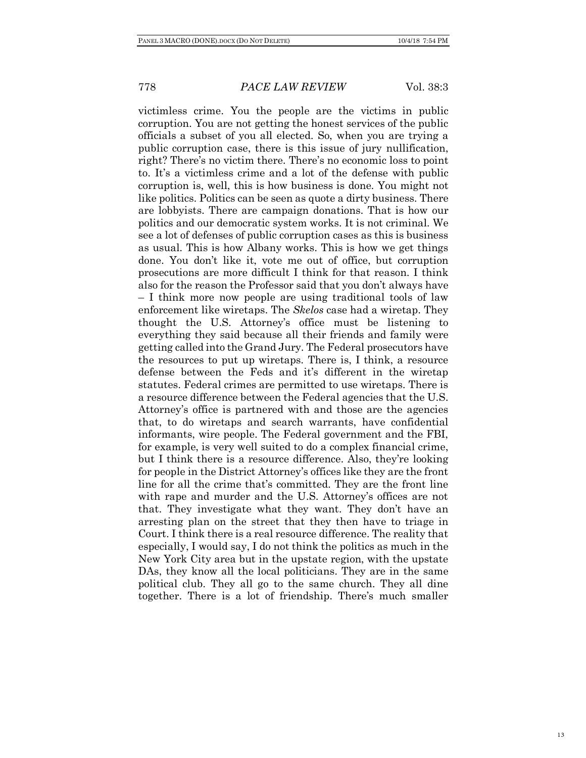victimless crime. You the people are the victims in public corruption. You are not getting the honest services of the public officials a subset of you all elected. So, when you are trying a public corruption case, there is this issue of jury nullification, right? There's no victim there. There's no economic loss to point to. It's a victimless crime and a lot of the defense with public corruption is, well, this is how business is done. You might not like politics. Politics can be seen as quote a dirty business. There are lobbyists. There are campaign donations. That is how our politics and our democratic system works. It is not criminal. We see a lot of defenses of public corruption cases as this is business as usual. This is how Albany works. This is how we get things done. You don't like it, vote me out of office, but corruption prosecutions are more difficult I think for that reason. I think also for the reason the Professor said that you don't always have – I think more now people are using traditional tools of law enforcement like wiretaps. The *Skelos* case had a wiretap. They thought the U.S. Attorney's office must be listening to everything they said because all their friends and family were getting called into the Grand Jury. The Federal prosecutors have the resources to put up wiretaps. There is, I think, a resource defense between the Feds and it's different in the wiretap statutes. Federal crimes are permitted to use wiretaps. There is a resource difference between the Federal agencies that the U.S. Attorney's office is partnered with and those are the agencies that, to do wiretaps and search warrants, have confidential informants, wire people. The Federal government and the FBI, for example, is very well suited to do a complex financial crime, but I think there is a resource difference. Also, they're looking for people in the District Attorney's offices like they are the front line for all the crime that's committed. They are the front line with rape and murder and the U.S. Attorney's offices are not that. They investigate what they want. They don't have an arresting plan on the street that they then have to triage in Court. I think there is a real resource difference. The reality that especially, I would say, I do not think the politics as much in the New York City area but in the upstate region, with the upstate DAs, they know all the local politicians. They are in the same political club. They all go to the same church. They all dine together. There is a lot of friendship. There's much smaller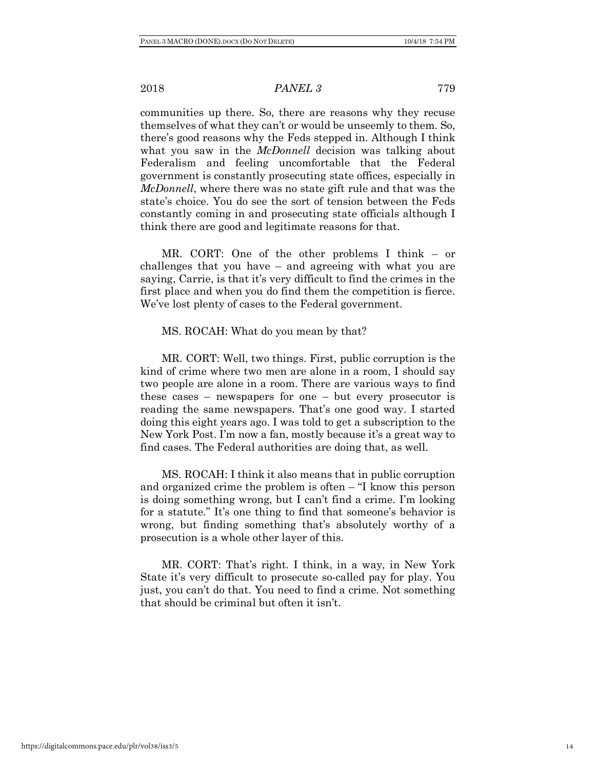communities up there. So, there are reasons why they recuse themselves of what they can't or would be unseemly to them. So, there's good reasons why the Feds stepped in. Although I think what you saw in the *McDonnell* decision was talking about Federalism and feeling uncomfortable that the Federal government is constantly prosecuting state offices, especially in *McDonnell*, where there was no state gift rule and that was the state's choice. You do see the sort of tension between the Feds constantly coming in and prosecuting state officials although I think there are good and legitimate reasons for that.

MR. CORT: One of the other problems I think – or challenges that you have – and agreeing with what you are saying, Carrie, is that it's very difficult to find the crimes in the first place and when you do find them the competition is fierce. We've lost plenty of cases to the Federal government.

MS. ROCAH: What do you mean by that?

MR. CORT: Well, two things. First, public corruption is the kind of crime where two men are alone in a room, I should say two people are alone in a room. There are various ways to find these cases – newspapers for one – but every prosecutor is reading the same newspapers. That's one good way. I started doing this eight years ago. I was told to get a subscription to the New York Post. I'm now a fan, mostly because it's a great way to find cases. The Federal authorities are doing that, as well.

MS. ROCAH: I think it also means that in public corruption and organized crime the problem is often – "I know this person is doing something wrong, but I can't find a crime. I'm looking for a statute." It's one thing to find that someone's behavior is wrong, but finding something that's absolutely worthy of a prosecution is a whole other layer of this.

MR. CORT: That's right. I think, in a way, in New York State it's very difficult to prosecute so-called pay for play. You just, you can't do that. You need to find a crime. Not something that should be criminal but often it isn't.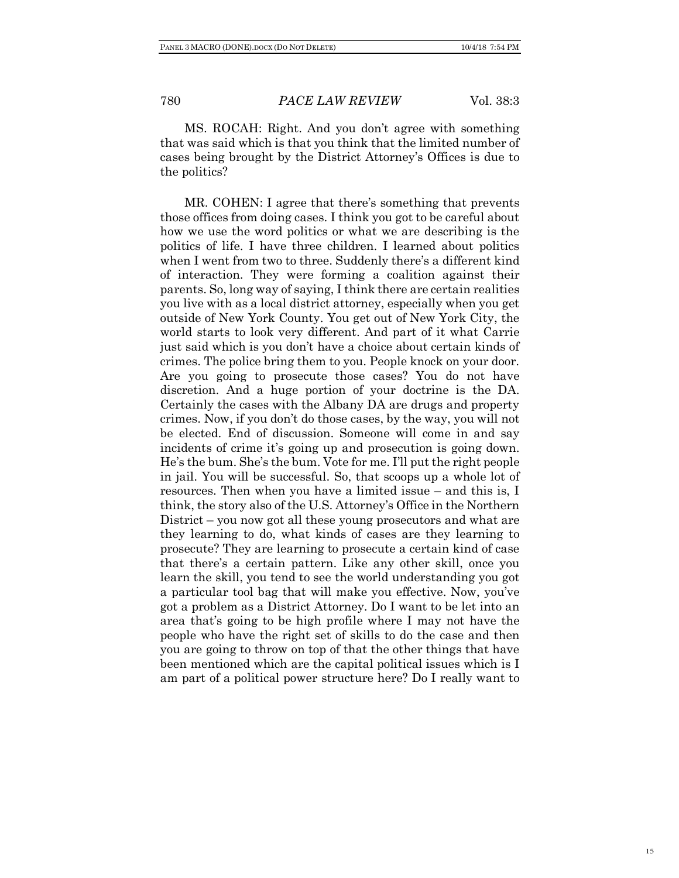MS. ROCAH: Right. And you don't agree with something that was said which is that you think that the limited number of cases being brought by the District Attorney's Offices is due to the politics?

MR. COHEN: I agree that there's something that prevents those offices from doing cases. I think you got to be careful about how we use the word politics or what we are describing is the politics of life. I have three children. I learned about politics when I went from two to three. Suddenly there's a different kind of interaction. They were forming a coalition against their parents. So, long way of saying, I think there are certain realities you live with as a local district attorney, especially when you get outside of New York County. You get out of New York City, the world starts to look very different. And part of it what Carrie just said which is you don't have a choice about certain kinds of crimes. The police bring them to you. People knock on your door. Are you going to prosecute those cases? You do not have discretion. And a huge portion of your doctrine is the DA. Certainly the cases with the Albany DA are drugs and property crimes. Now, if you don't do those cases, by the way, you will not be elected. End of discussion. Someone will come in and say incidents of crime it's going up and prosecution is going down. He's the bum. She's the bum. Vote for me. I'll put the right people in jail. You will be successful. So, that scoops up a whole lot of resources. Then when you have a limited issue – and this is, I think, the story also of the U.S. Attorney's Office in the Northern District – you now got all these young prosecutors and what are they learning to do, what kinds of cases are they learning to prosecute? They are learning to prosecute a certain kind of case that there's a certain pattern. Like any other skill, once you learn the skill, you tend to see the world understanding you got a particular tool bag that will make you effective. Now, you've got a problem as a District Attorney. Do I want to be let into an area that's going to be high profile where I may not have the people who have the right set of skills to do the case and then you are going to throw on top of that the other things that have been mentioned which are the capital political issues which is I am part of a political power structure here? Do I really want to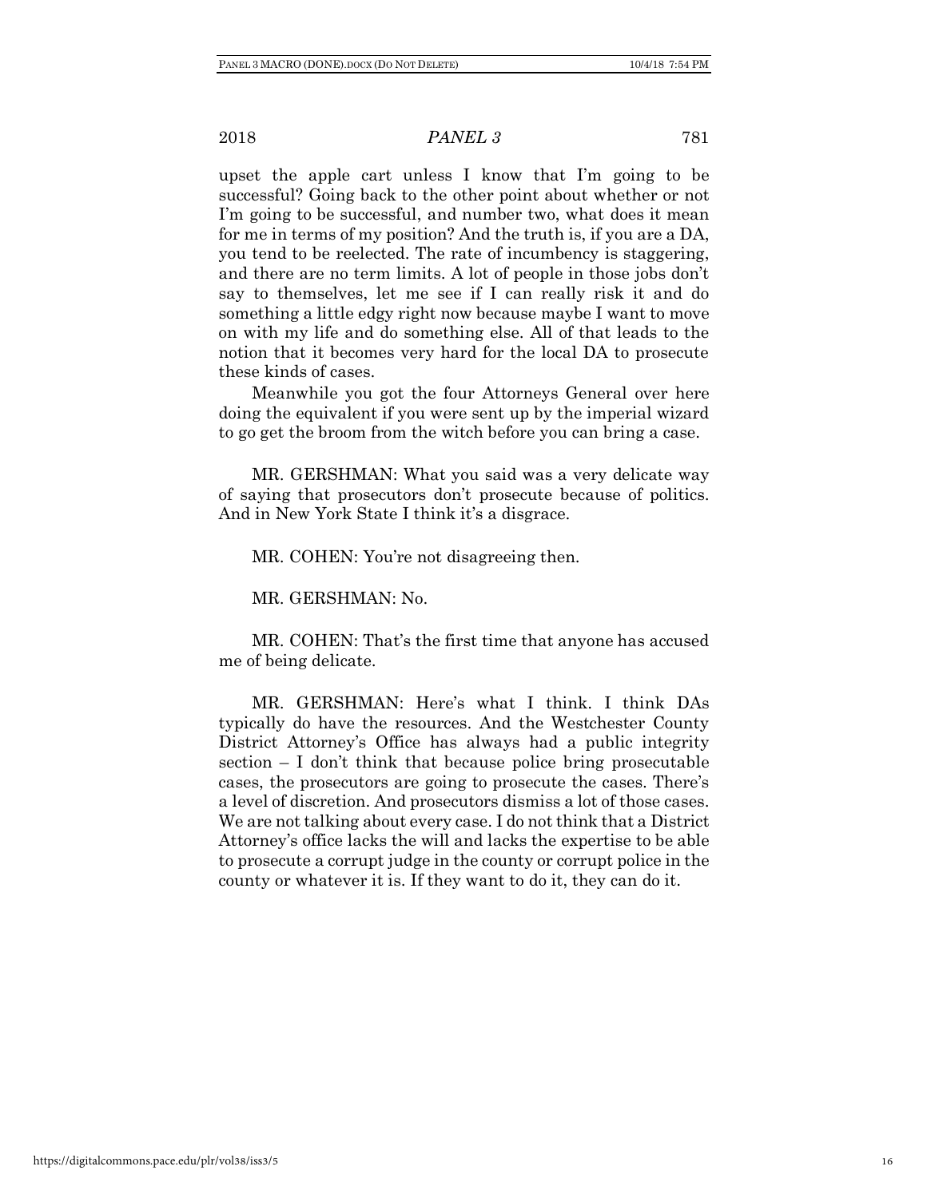upset the apple cart unless I know that I'm going to be successful? Going back to the other point about whether or not I'm going to be successful, and number two, what does it mean for me in terms of my position? And the truth is, if you are a DA, you tend to be reelected. The rate of incumbency is staggering, and there are no term limits. A lot of people in those jobs don't say to themselves, let me see if I can really risk it and do something a little edgy right now because maybe I want to move on with my life and do something else. All of that leads to the notion that it becomes very hard for the local DA to prosecute these kinds of cases.

Meanwhile you got the four Attorneys General over here doing the equivalent if you were sent up by the imperial wizard to go get the broom from the witch before you can bring a case.

MR. GERSHMAN: What you said was a very delicate way of saying that prosecutors don't prosecute because of politics. And in New York State I think it's a disgrace.

MR. COHEN: You're not disagreeing then.

MR. GERSHMAN: No.

MR. COHEN: That's the first time that anyone has accused me of being delicate.

MR. GERSHMAN: Here's what I think. I think DAs typically do have the resources. And the Westchester County District Attorney's Office has always had a public integrity section – I don't think that because police bring prosecutable cases, the prosecutors are going to prosecute the cases. There's a level of discretion. And prosecutors dismiss a lot of those cases. We are not talking about every case. I do not think that a District Attorney's office lacks the will and lacks the expertise to be able to prosecute a corrupt judge in the county or corrupt police in the county or whatever it is. If they want to do it, they can do it.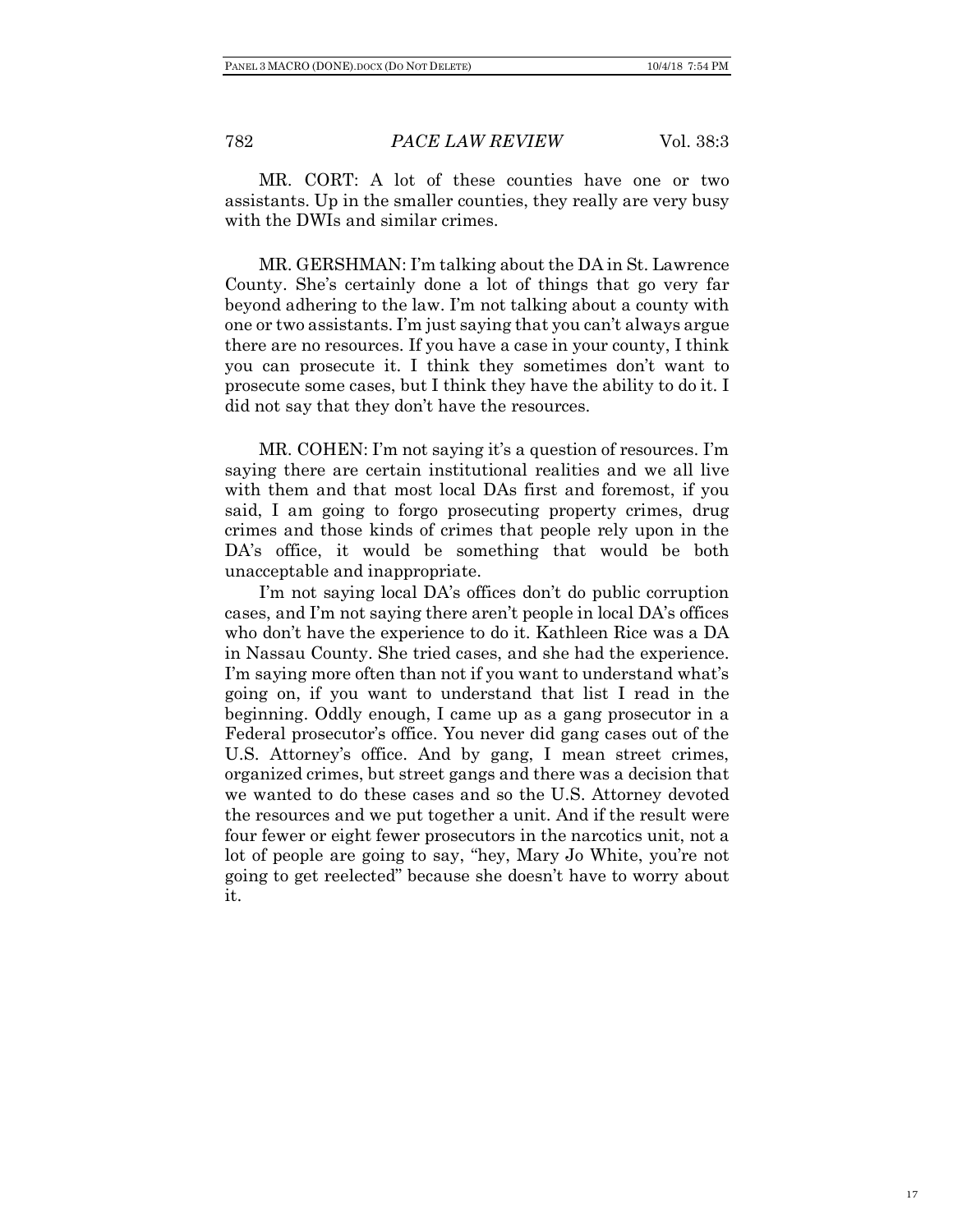MR. CORT: A lot of these counties have one or two assistants. Up in the smaller counties, they really are very busy with the DWIs and similar crimes.

MR. GERSHMAN: I'm talking about the DA in St. Lawrence County. She's certainly done a lot of things that go very far beyond adhering to the law. I'm not talking about a county with one or two assistants. I'm just saying that you can't always argue there are no resources. If you have a case in your county, I think you can prosecute it. I think they sometimes don't want to prosecute some cases, but I think they have the ability to do it. I did not say that they don't have the resources.

MR. COHEN: I'm not saying it's a question of resources. I'm saying there are certain institutional realities and we all live with them and that most local DAs first and foremost, if you said, I am going to forgo prosecuting property crimes, drug crimes and those kinds of crimes that people rely upon in the DA's office, it would be something that would be both unacceptable and inappropriate.

I'm not saying local DA's offices don't do public corruption cases, and I'm not saying there aren't people in local DA's offices who don't have the experience to do it. Kathleen Rice was a DA in Nassau County. She tried cases, and she had the experience. I'm saying more often than not if you want to understand what's going on, if you want to understand that list I read in the beginning. Oddly enough, I came up as a gang prosecutor in a Federal prosecutor's office. You never did gang cases out of the U.S. Attorney's office. And by gang, I mean street crimes, organized crimes, but street gangs and there was a decision that we wanted to do these cases and so the U.S. Attorney devoted the resources and we put together a unit. And if the result were four fewer or eight fewer prosecutors in the narcotics unit, not a lot of people are going to say, "hey, Mary Jo White, you're not going to get reelected" because she doesn't have to worry about it.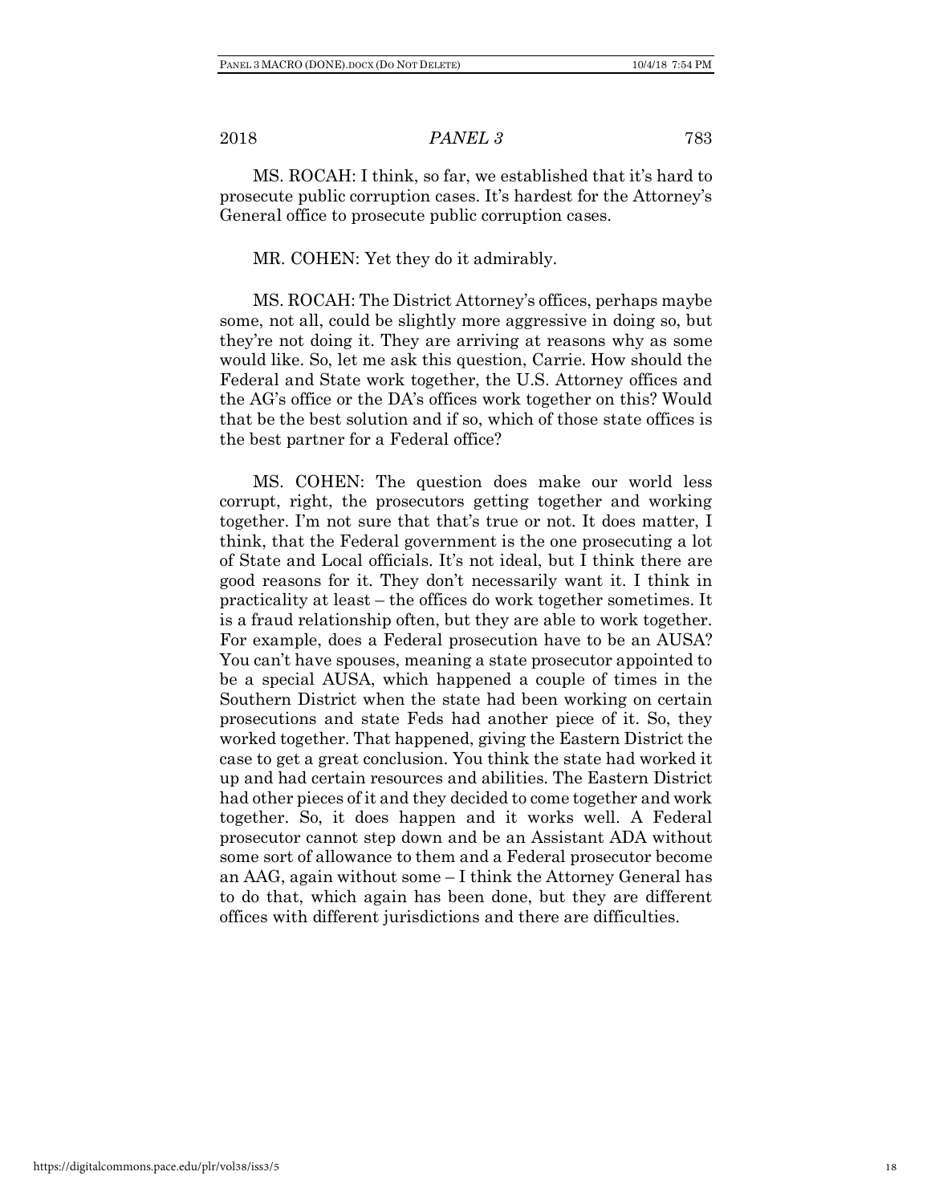MS. ROCAH: I think, so far, we established that it's hard to prosecute public corruption cases. It's hardest for the Attorney's General office to prosecute public corruption cases.

MR. COHEN: Yet they do it admirably.

MS. ROCAH: The District Attorney's offices, perhaps maybe some, not all, could be slightly more aggressive in doing so, but they're not doing it. They are arriving at reasons why as some would like. So, let me ask this question, Carrie. How should the Federal and State work together, the U.S. Attorney offices and the AG's office or the DA's offices work together on this? Would that be the best solution and if so, which of those state offices is the best partner for a Federal office?

MS. COHEN: The question does make our world less corrupt, right, the prosecutors getting together and working together. I'm not sure that that's true or not. It does matter, I think, that the Federal government is the one prosecuting a lot of State and Local officials. It's not ideal, but I think there are good reasons for it. They don't necessarily want it. I think in practicality at least – the offices do work together sometimes. It is a fraud relationship often, but they are able to work together. For example, does a Federal prosecution have to be an AUSA? You can't have spouses, meaning a state prosecutor appointed to be a special AUSA, which happened a couple of times in the Southern District when the state had been working on certain prosecutions and state Feds had another piece of it. So, they worked together. That happened, giving the Eastern District the case to get a great conclusion. You think the state had worked it up and had certain resources and abilities. The Eastern District had other pieces of it and they decided to come together and work together. So, it does happen and it works well. A Federal prosecutor cannot step down and be an Assistant ADA without some sort of allowance to them and a Federal prosecutor become an AAG, again without some – I think the Attorney General has to do that, which again has been done, but they are different offices with different jurisdictions and there are difficulties.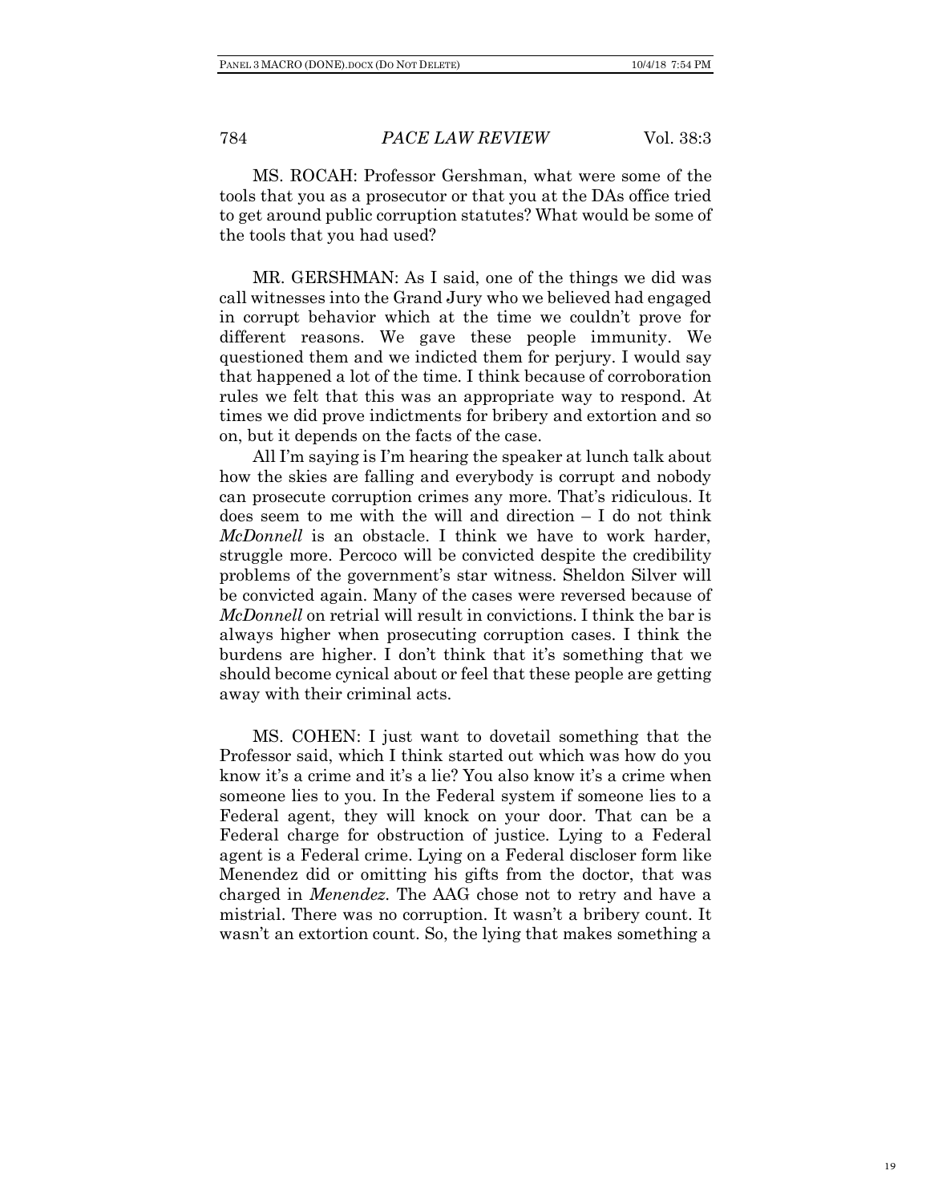MS. ROCAH: Professor Gershman, what were some of the tools that you as a prosecutor or that you at the DAs office tried to get around public corruption statutes? What would be some of the tools that you had used?

MR. GERSHMAN: As I said, one of the things we did was call witnesses into the Grand Jury who we believed had engaged in corrupt behavior which at the time we couldn't prove for different reasons. We gave these people immunity. We questioned them and we indicted them for perjury. I would say that happened a lot of the time. I think because of corroboration rules we felt that this was an appropriate way to respond. At times we did prove indictments for bribery and extortion and so on, but it depends on the facts of the case.

All I'm saying is I'm hearing the speaker at lunch talk about how the skies are falling and everybody is corrupt and nobody can prosecute corruption crimes any more. That's ridiculous. It does seem to me with the will and direction – I do not think *McDonnell* is an obstacle. I think we have to work harder, struggle more. Percoco will be convicted despite the credibility problems of the government's star witness. Sheldon Silver will be convicted again. Many of the cases were reversed because of *McDonnell* on retrial will result in convictions. I think the bar is always higher when prosecuting corruption cases. I think the burdens are higher. I don't think that it's something that we should become cynical about or feel that these people are getting away with their criminal acts.

MS. COHEN: I just want to dovetail something that the Professor said, which I think started out which was how do you know it's a crime and it's a lie? You also know it's a crime when someone lies to you. In the Federal system if someone lies to a Federal agent, they will knock on your door. That can be a Federal charge for obstruction of justice. Lying to a Federal agent is a Federal crime. Lying on a Federal discloser form like Menendez did or omitting his gifts from the doctor, that was charged in *Menendez*. The AAG chose not to retry and have a mistrial. There was no corruption. It wasn't a bribery count. It wasn't an extortion count. So, the lying that makes something a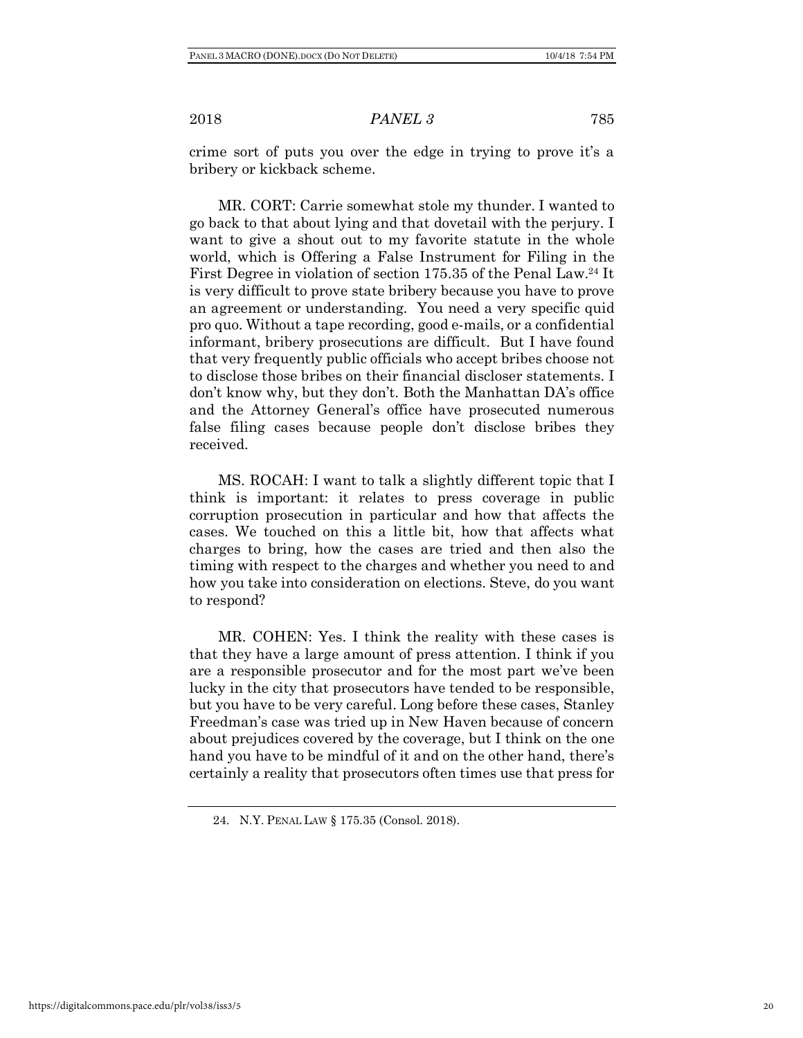crime sort of puts you over the edge in trying to prove it's a bribery or kickback scheme.

MR. CORT: Carrie somewhat stole my thunder. I wanted to go back to that about lying and that dovetail with the perjury. I want to give a shout out to my favorite statute in the whole world, which is Offering a False Instrument for Filing in the First Degree in violation of section 175.35 of the Penal Law.[24] It is very difficult to prove state bribery because you have to prove an agreement or understanding. You need a very specific quid pro quo. Without a tape recording, good e-mails, or a confidential informant, bribery prosecutions are difficult. But I have found that very frequently public officials who accept bribes choose not to disclose those bribes on their financial discloser statements. I don't know why, but they don't. Both the Manhattan DA's office and the Attorney General's office have prosecuted numerous false filing cases because people don't disclose bribes they received.

MS. ROCAH: I want to talk a slightly different topic that I think is important: it relates to press coverage in public corruption prosecution in particular and how that affects the cases. We touched on this a little bit, how that affects what charges to bring, how the cases are tried and then also the timing with respect to the charges and whether you need to and how you take into consideration on elections. Steve, do you want to respond?

MR. COHEN: Yes. I think the reality with these cases is that they have a large amount of press attention. I think if you are a responsible prosecutor and for the most part we've been lucky in the city that prosecutors have tended to be responsible, but you have to be very careful. Long before these cases, Stanley Freedman's case was tried up in New Haven because of concern about prejudices covered by the coverage, but I think on the one hand you have to be mindful of it and on the other hand, there's certainly a reality that prosecutors often times use that press for

---

24. N.Y. PENAL LAW § 175.35 (Consol. 2018).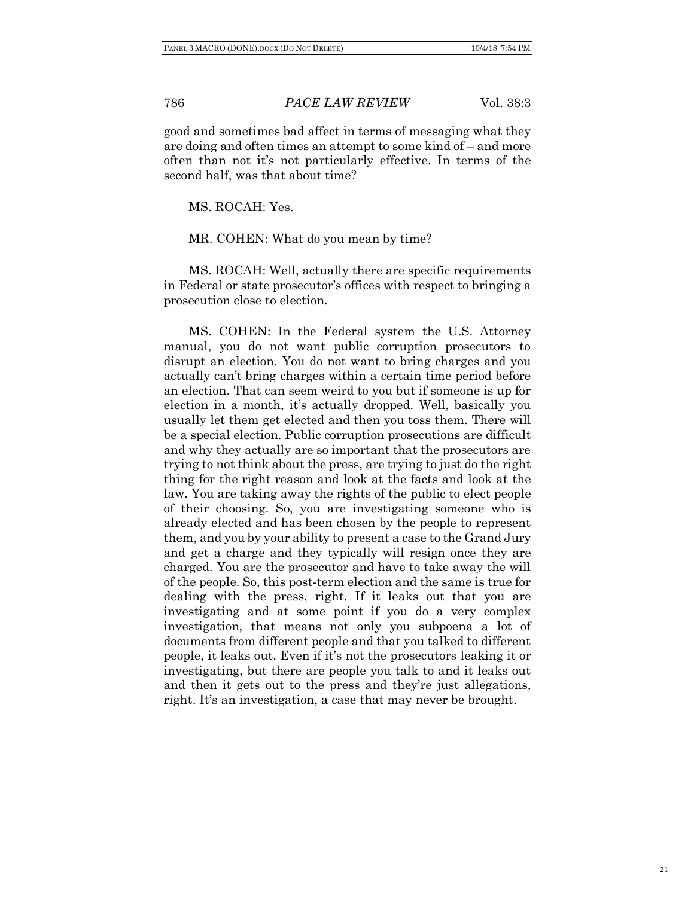good and sometimes bad affect in terms of messaging what they are doing and often times an attempt to some kind of – and more often than not it's not particularly effective. In terms of the second half, was that about time?

MS. ROCAH: Yes.

MR. COHEN: What do you mean by time?

MS. ROCAH: Well, actually there are specific requirements in Federal or state prosecutor's offices with respect to bringing a prosecution close to election.

MS. COHEN: In the Federal system the U.S. Attorney manual, you do not want public corruption prosecutors to disrupt an election. You do not want to bring charges and you actually can't bring charges within a certain time period before an election. That can seem weird to you but if someone is up for election in a month, it's actually dropped. Well, basically you usually let them get elected and then you toss them. There will be a special election. Public corruption prosecutions are difficult and why they actually are so important that the prosecutors are trying to not think about the press, are trying to just do the right thing for the right reason and look at the facts and look at the law. You are taking away the rights of the public to elect people of their choosing. So, you are investigating someone who is already elected and has been chosen by the people to represent them, and you by your ability to present a case to the Grand Jury and get a charge and they typically will resign once they are charged. You are the prosecutor and have to take away the will of the people. So, this post-term election and the same is true for dealing with the press, right. If it leaks out that you are investigating and at some point if you do a very complex investigation, that means not only you subpoena a lot of documents from different people and that you talked to different people, it leaks out. Even if it's not the prosecutors leaking it or investigating, but there are people you talk to and it leaks out and then it gets out to the press and they're just allegations, right. It's an investigation, a case that may never be brought.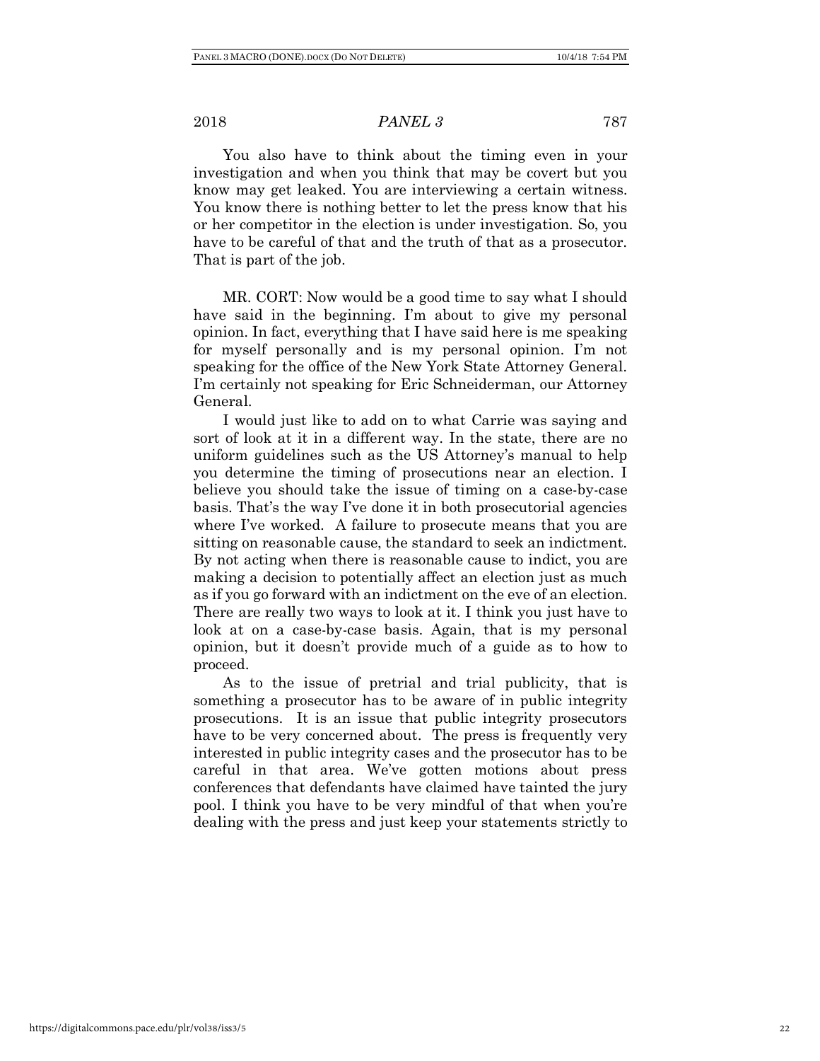You also have to think about the timing even in your investigation and when you think that may be covert but you know may get leaked. You are interviewing a certain witness. You know there is nothing better to let the press know that his or her competitor in the election is under investigation. So, you have to be careful of that and the truth of that as a prosecutor. That is part of the job.

MR. CORT: Now would be a good time to say what I should have said in the beginning. I'm about to give my personal opinion. In fact, everything that I have said here is me speaking for myself personally and is my personal opinion. I'm not speaking for the office of the New York State Attorney General. I'm certainly not speaking for Eric Schneiderman, our Attorney General.

I would just like to add on to what Carrie was saying and sort of look at it in a different way. In the state, there are no uniform guidelines such as the US Attorney's manual to help you determine the timing of prosecutions near an election. I believe you should take the issue of timing on a case-by-case basis. That's the way I've done it in both prosecutorial agencies where I've worked. A failure to prosecute means that you are sitting on reasonable cause, the standard to seek an indictment. By not acting when there is reasonable cause to indict, you are making a decision to potentially affect an election just as much as if you go forward with an indictment on the eve of an election. There are really two ways to look at it. I think you just have to look at on a case-by-case basis. Again, that is my personal opinion, but it doesn't provide much of a guide as to how to proceed.

As to the issue of pretrial and trial publicity, that is something a prosecutor has to be aware of in public integrity prosecutions. It is an issue that public integrity prosecutors have to be very concerned about. The press is frequently very interested in public integrity cases and the prosecutor has to be careful in that area. We've gotten motions about press conferences that defendants have claimed have tainted the jury pool. I think you have to be very mindful of that when you're dealing with the press and just keep your statements strictly to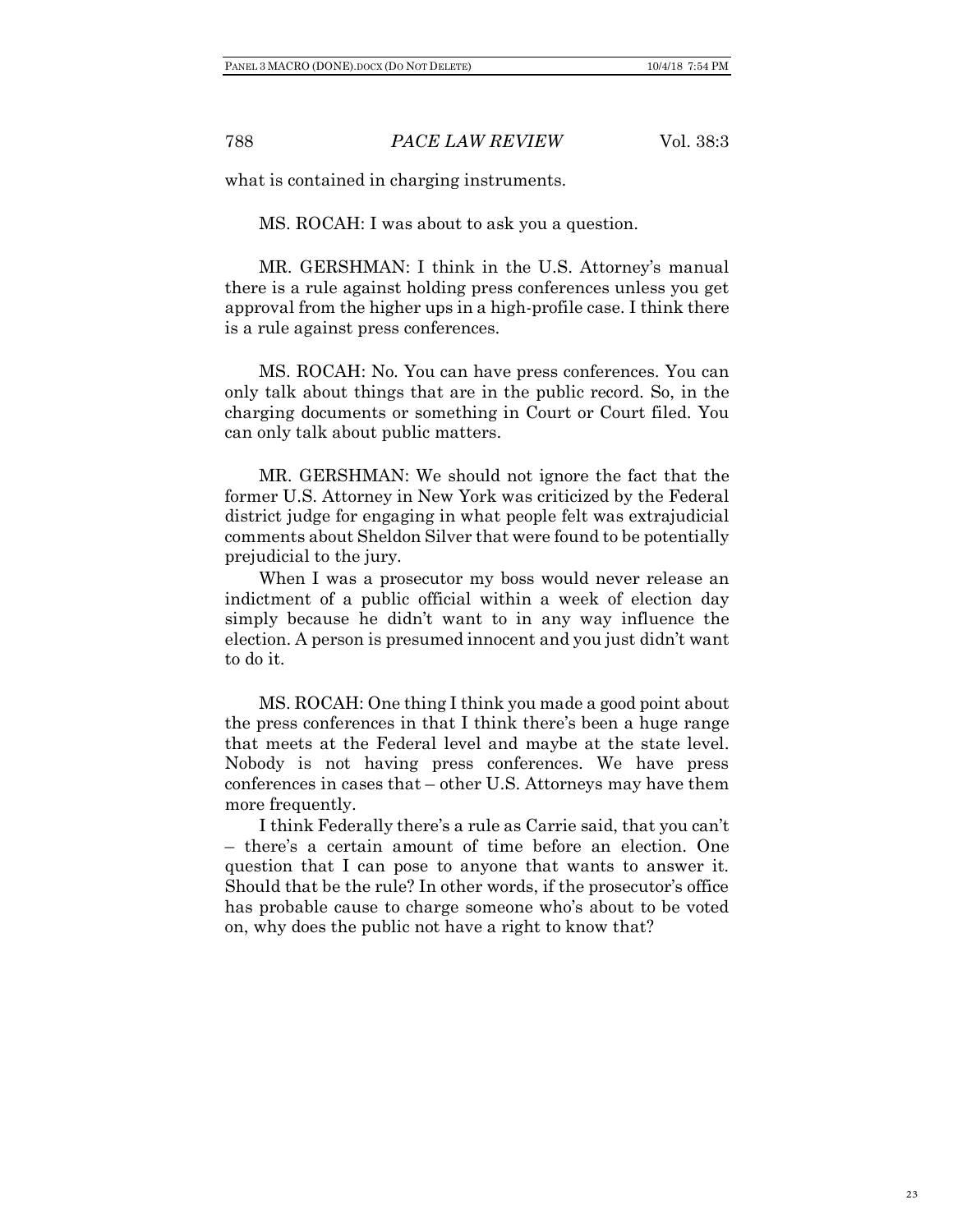what is contained in charging instruments.

MS. ROCAH: I was about to ask you a question.

MR. GERSHMAN: I think in the U.S. Attorney's manual there is a rule against holding press conferences unless you get approval from the higher ups in a high-profile case. I think there is a rule against press conferences.

MS. ROCAH: No. You can have press conferences. You can only talk about things that are in the public record. So, in the charging documents or something in Court or Court filed. You can only talk about public matters.

MR. GERSHMAN: We should not ignore the fact that the former U.S. Attorney in New York was criticized by the Federal district judge for engaging in what people felt was extrajudicial comments about Sheldon Silver that were found to be potentially prejudicial to the jury.

When I was a prosecutor my boss would never release an indictment of a public official within a week of election day simply because he didn't want to in any way influence the election. A person is presumed innocent and you just didn't want to do it.

MS. ROCAH: One thing I think you made a good point about the press conferences in that I think there's been a huge range that meets at the Federal level and maybe at the state level. Nobody is not having press conferences. We have press conferences in cases that – other U.S. Attorneys may have them more frequently.

I think Federally there's a rule as Carrie said, that you can't – there's a certain amount of time before an election. One question that I can pose to anyone that wants to answer it. Should that be the rule? In other words, if the prosecutor's office has probable cause to charge someone who's about to be voted on, why does the public not have a right to know that?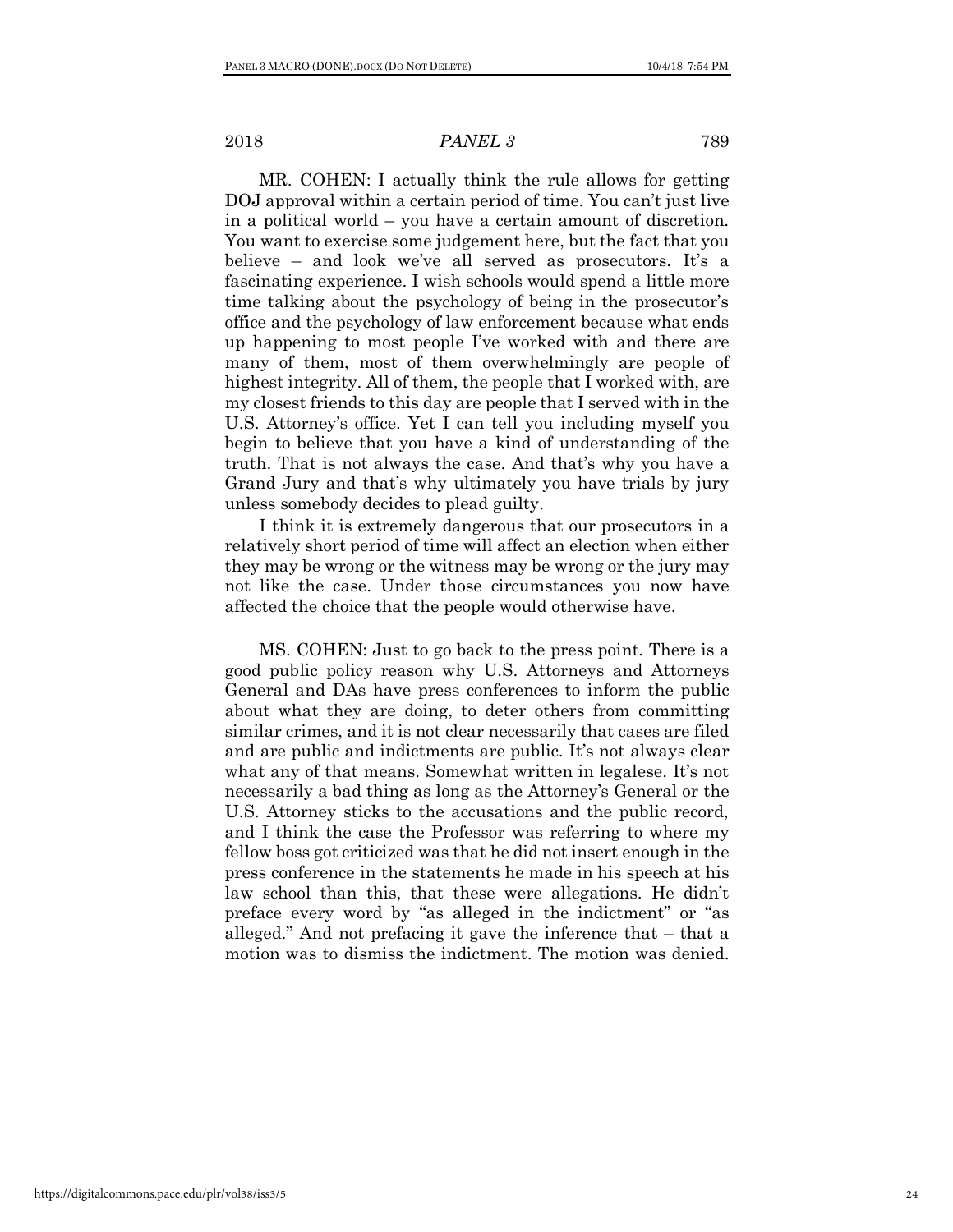MR. COHEN: I actually think the rule allows for getting DOJ approval within a certain period of time. You can't just live in a political world – you have a certain amount of discretion. You want to exercise some judgement here, but the fact that you believe – and look we've all served as prosecutors. It's a fascinating experience. I wish schools would spend a little more time talking about the psychology of being in the prosecutor's office and the psychology of law enforcement because what ends up happening to most people I've worked with and there are many of them, most of them overwhelmingly are people of highest integrity. All of them, the people that I worked with, are my closest friends to this day are people that I served with in the U.S. Attorney's office. Yet I can tell you including myself you begin to believe that you have a kind of understanding of the truth. That is not always the case. And that's why you have a Grand Jury and that's why ultimately you have trials by jury unless somebody decides to plead guilty.

I think it is extremely dangerous that our prosecutors in a relatively short period of time will affect an election when either they may be wrong or the witness may be wrong or the jury may not like the case. Under those circumstances you now have affected the choice that the people would otherwise have.

MS. COHEN: Just to go back to the press point. There is a good public policy reason why U.S. Attorneys and Attorneys General and DAs have press conferences to inform the public about what they are doing, to deter others from committing similar crimes, and it is not clear necessarily that cases are filed and are public and indictments are public. It's not always clear what any of that means. Somewhat written in legalese. It's not necessarily a bad thing as long as the Attorney's General or the U.S. Attorney sticks to the accusations and the public record, and I think the case the Professor was referring to where my fellow boss got criticized was that he did not insert enough in the press conference in the statements he made in his speech at his law school than this, that these were allegations. He didn't preface every word by "as alleged in the indictment" or "as alleged." And not prefacing it gave the inference that – that a motion was to dismiss the indictment. The motion was denied.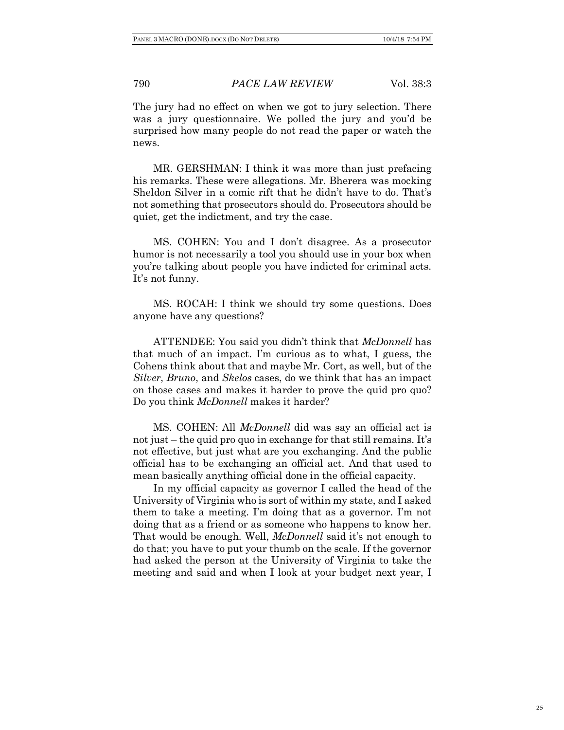The jury had no effect on when we got to jury selection. There was a jury questionnaire. We polled the jury and you'd be surprised how many people do not read the paper or watch the news.

MR. GERSHMAN: I think it was more than just prefacing his remarks. These were allegations. Mr. Bherera was mocking Sheldon Silver in a comic rift that he didn't have to do. That's not something that prosecutors should do. Prosecutors should be quiet, get the indictment, and try the case.

MS. COHEN: You and I don't disagree. As a prosecutor humor is not necessarily a tool you should use in your box when you're talking about people you have indicted for criminal acts. It's not funny.

MS. ROCAH: I think we should try some questions. Does anyone have any questions?

ATTENDEE: You said you didn't think that *McDonnell* has that much of an impact. I'm curious as to what, I guess, the Cohens think about that and maybe Mr. Cort, as well, but of the *Silver*, *Bruno*, and *Skelos* cases, do we think that has an impact on those cases and makes it harder to prove the quid pro quo? Do you think *McDonnell* makes it harder?

MS. COHEN: All *McDonnell* did was say an official act is not just – the quid pro quo in exchange for that still remains. It's not effective, but just what are you exchanging. And the public official has to be exchanging an official act. And that used to mean basically anything official done in the official capacity.

In my official capacity as governor I called the head of the University of Virginia who is sort of within my state, and I asked them to take a meeting. I'm doing that as a governor. I'm not doing that as a friend or as someone who happens to know her. That would be enough. Well, *McDonnell* said it's not enough to do that; you have to put your thumb on the scale. If the governor had asked the person at the University of Virginia to take the meeting and said and when I look at your budget next year, I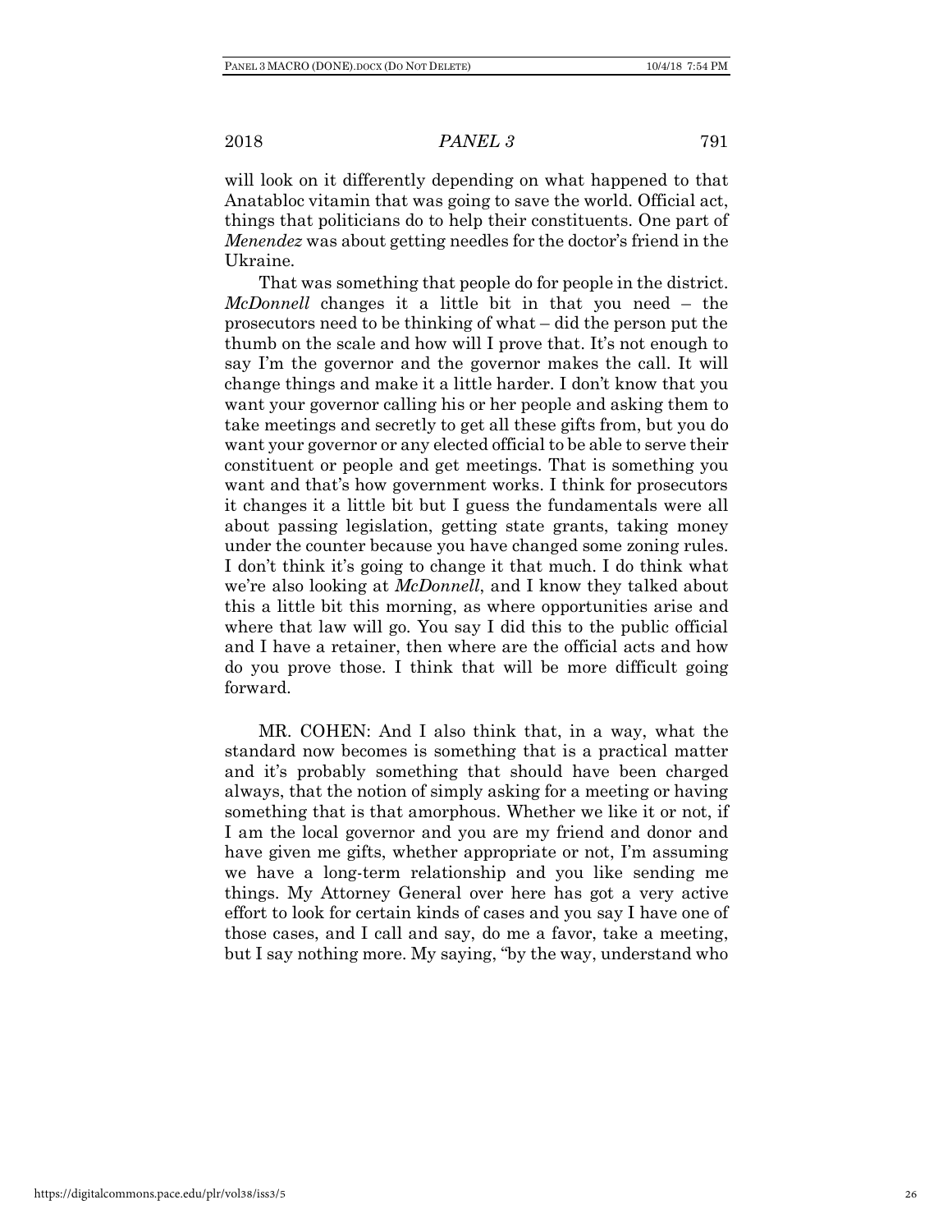will look on it differently depending on what happened to that Anatabloc vitamin that was going to save the world. Official act, things that politicians do to help their constituents. One part of *Menendez* was about getting needles for the doctor's friend in the Ukraine.

That was something that people do for people in the district. *McDonnell* changes it a little bit in that you need – the prosecutors need to be thinking of what – did the person put the thumb on the scale and how will I prove that. It's not enough to say I'm the governor and the governor makes the call. It will change things and make it a little harder. I don't know that you want your governor calling his or her people and asking them to take meetings and secretly to get all these gifts from, but you do want your governor or any elected official to be able to serve their constituent or people and get meetings. That is something you want and that's how government works. I think for prosecutors it changes it a little bit but I guess the fundamentals were all about passing legislation, getting state grants, taking money under the counter because you have changed some zoning rules. I don't think it's going to change it that much. I do think what we're also looking at *McDonnell*, and I know they talked about this a little bit this morning, as where opportunities arise and where that law will go. You say I did this to the public official and I have a retainer, then where are the official acts and how do you prove those. I think that will be more difficult going forward.

MR. COHEN: And I also think that, in a way, what the standard now becomes is something that is a practical matter and it's probably something that should have been charged always, that the notion of simply asking for a meeting or having something that is that amorphous. Whether we like it or not, if I am the local governor and you are my friend and donor and have given me gifts, whether appropriate or not, I'm assuming we have a long-term relationship and you like sending me things. My Attorney General over here has got a very active effort to look for certain kinds of cases and you say I have one of those cases, and I call and say, do me a favor, take a meeting, but I say nothing more. My saying, "by the way, understand who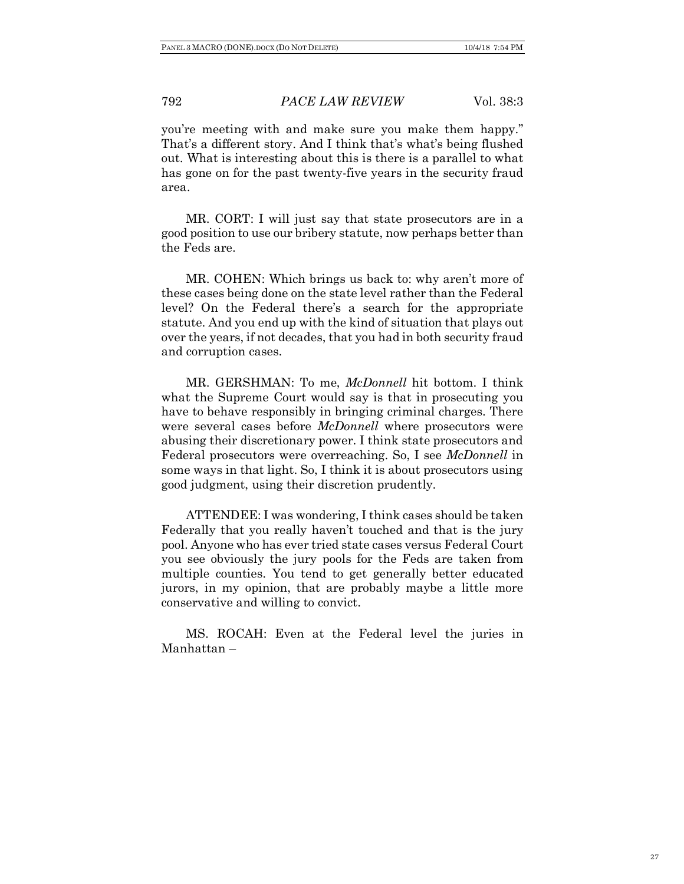you're meeting with and make sure you make them happy." That's a different story. And I think that's what's being flushed out. What is interesting about this is there is a parallel to what has gone on for the past twenty-five years in the security fraud area.

MR. CORT: I will just say that state prosecutors are in a good position to use our bribery statute, now perhaps better than the Feds are.

MR. COHEN: Which brings us back to: why aren't more of these cases being done on the state level rather than the Federal level? On the Federal there's a search for the appropriate statute. And you end up with the kind of situation that plays out over the years, if not decades, that you had in both security fraud and corruption cases.

MR. GERSHMAN: To me, *McDonnell* hit bottom. I think what the Supreme Court would say is that in prosecuting you have to behave responsibly in bringing criminal charges. There were several cases before *McDonnell* where prosecutors were abusing their discretionary power. I think state prosecutors and Federal prosecutors were overreaching. So, I see *McDonnell* in some ways in that light. So, I think it is about prosecutors using good judgment, using their discretion prudently.

ATTENDEE: I was wondering, I think cases should be taken Federally that you really haven't touched and that is the jury pool. Anyone who has ever tried state cases versus Federal Court you see obviously the jury pools for the Feds are taken from multiple counties. You tend to get generally better educated jurors, in my opinion, that are probably maybe a little more conservative and willing to convict.

MS. ROCAH: Even at the Federal level the juries in Manhattan –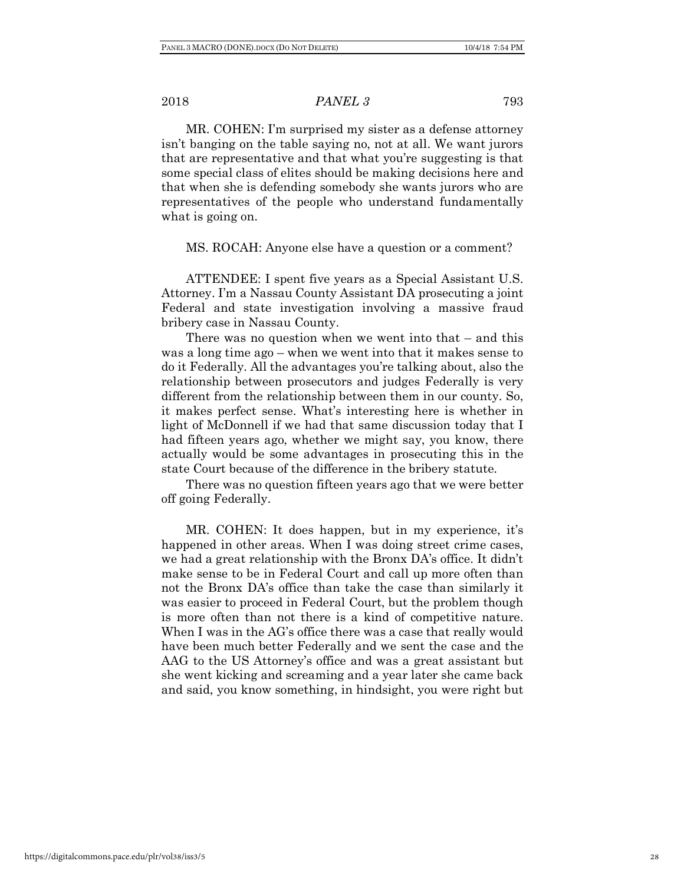MR. COHEN: I'm surprised my sister as a defense attorney isn't banging on the table saying no, not at all. We want jurors that are representative and that what you're suggesting is that some special class of elites should be making decisions here and that when she is defending somebody she wants jurors who are representatives of the people who understand fundamentally what is going on.

MS. ROCAH: Anyone else have a question or a comment?

ATTENDEE: I spent five years as a Special Assistant U.S. Attorney. I'm a Nassau County Assistant DA prosecuting a joint Federal and state investigation involving a massive fraud bribery case in Nassau County.

There was no question when we went into that – and this was a long time ago – when we went into that it makes sense to do it Federally. All the advantages you're talking about, also the relationship between prosecutors and judges Federally is very different from the relationship between them in our county. So, it makes perfect sense. What's interesting here is whether in light of McDonnell if we had that same discussion today that I had fifteen years ago, whether we might say, you know, there actually would be some advantages in prosecuting this in the state Court because of the difference in the bribery statute.

There was no question fifteen years ago that we were better off going Federally.

MR. COHEN: It does happen, but in my experience, it's happened in other areas. When I was doing street crime cases, we had a great relationship with the Bronx DA's office. It didn't make sense to be in Federal Court and call up more often than not the Bronx DA's office than take the case than similarly it was easier to proceed in Federal Court, but the problem though is more often than not there is a kind of competitive nature. When I was in the AG's office there was a case that really would have been much better Federally and we sent the case and the AAG to the US Attorney's office and was a great assistant but she went kicking and screaming and a year later she came back and said, you know something, in hindsight, you were right but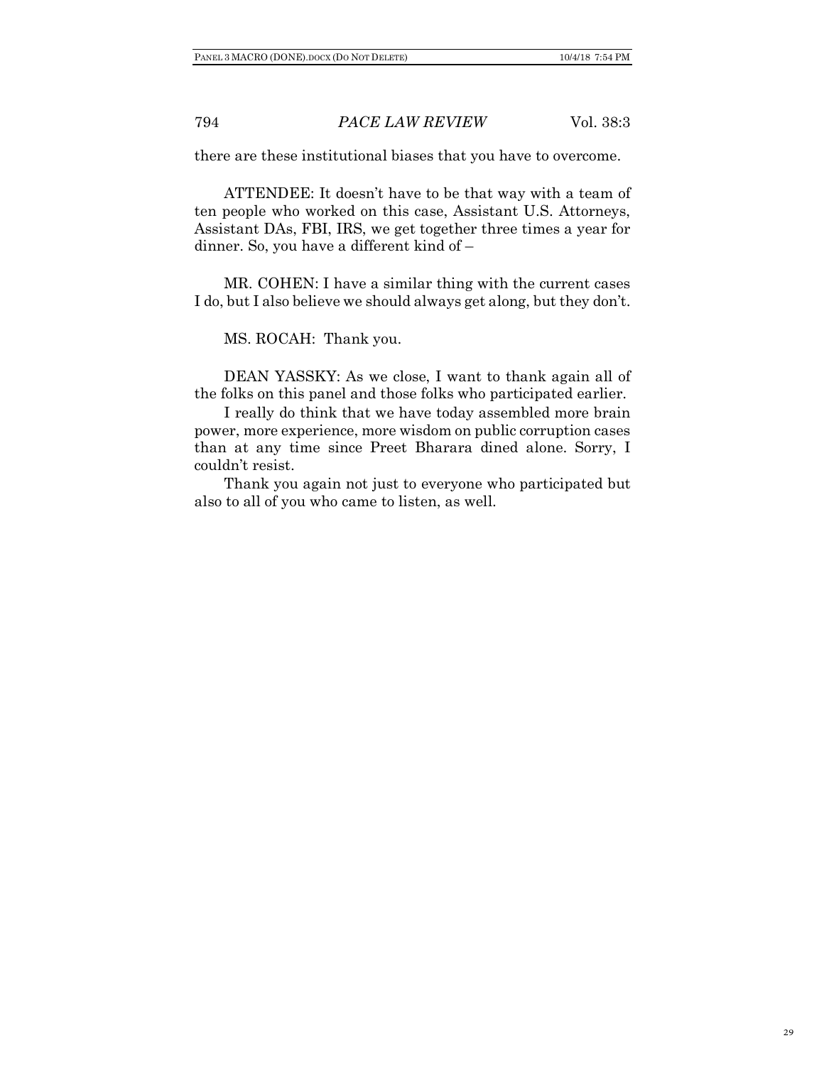there are these institutional biases that you have to overcome.

ATTENDEE: It doesn't have to be that way with a team of ten people who worked on this case, Assistant U.S. Attorneys, Assistant DAs, FBI, IRS, we get together three times a year for dinner. So, you have a different kind of –

MR. COHEN: I have a similar thing with the current cases I do, but I also believe we should always get along, but they don't.

MS. ROCAH: Thank you.

DEAN YASSKY: As we close, I want to thank again all of the folks on this panel and those folks who participated earlier.

I really do think that we have today assembled more brain power, more experience, more wisdom on public corruption cases than at any time since Preet Bharara dined alone. Sorry, I couldn't resist.

Thank you again not just to everyone who participated but also to all of you who came to listen, as well.